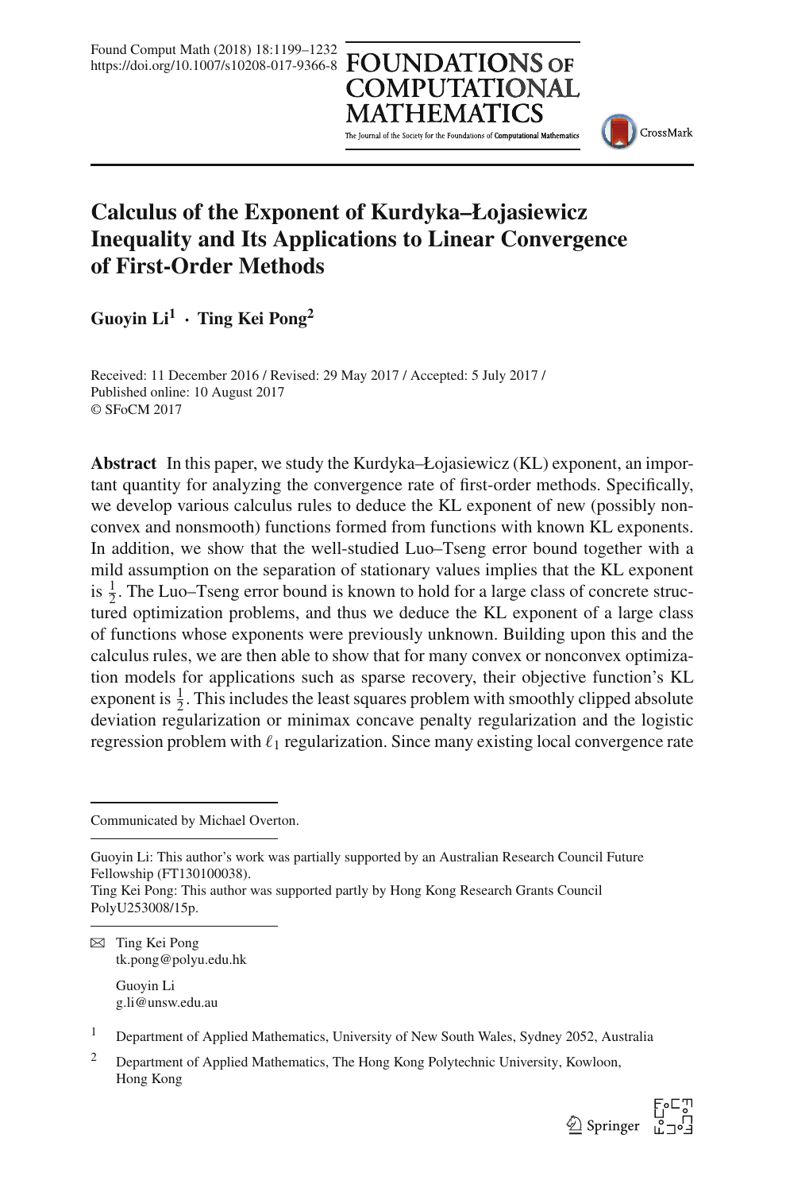# Calculus of the Exponent of Kurdyka–Łojasiewicz Inequality and Its Applications to Linear Convergence of First-Order Methods

**Guoyin Li[1] · Ting Kei Pong[2]**

Received: 11 December 2016 / Revised: 29 May 2017 / Accepted: 5 July 2017 /
Published online: 10 August 2017
© SFoCM 2017

**Abstract** In this paper, we study the Kurdyka–Łojasiewicz (KL) exponent, an important quantity for analyzing the convergence rate of first-order methods. Specifically, we develop various calculus rules to deduce the KL exponent of new (possibly nonconvex and nonsmooth) functions formed from functions with known KL exponents. In addition, we show that the well-studied Luo–Tseng error bound together with a mild assumption on the separation of stationary values implies that the KL exponent is $\frac{1}{2}$. The Luo–Tseng error bound is known to hold for a large class of concrete structured optimization problems, and thus we deduce the KL exponent of a large class of functions whose exponents were previously unknown. Building upon this and the calculus rules, we are then able to show that for many convex or nonconvex optimization models for applications such as sparse recovery, their objective function's KL exponent is $\frac{1}{2}$. This includes the least squares problem with smoothly clipped absolute deviation regularization or minimax concave penalty regularization and the logistic regression problem with $\ell_1$ regularization. Since many existing local convergence rate

---

Communicated by Michael Overton.

---

Guoyin Li: This author's work was partially supported by an Australian Research Council Future Fellowship (FT130100038).
Ting Kei Pong: This author was supported partly by Hong Kong Research Grants Council PolyU253008/15p.

---

✉ Ting Kei Pong
tk.pong@polyu.edu.hk

Guoyin Li
g.li@unsw.edu.au

[1] Department of Applied Mathematics, University of New South Wales, Sydney 2052, Australia

[2] Department of Applied Mathematics, The Hong Kong Polytechnic University, Kowloon, Hong Kong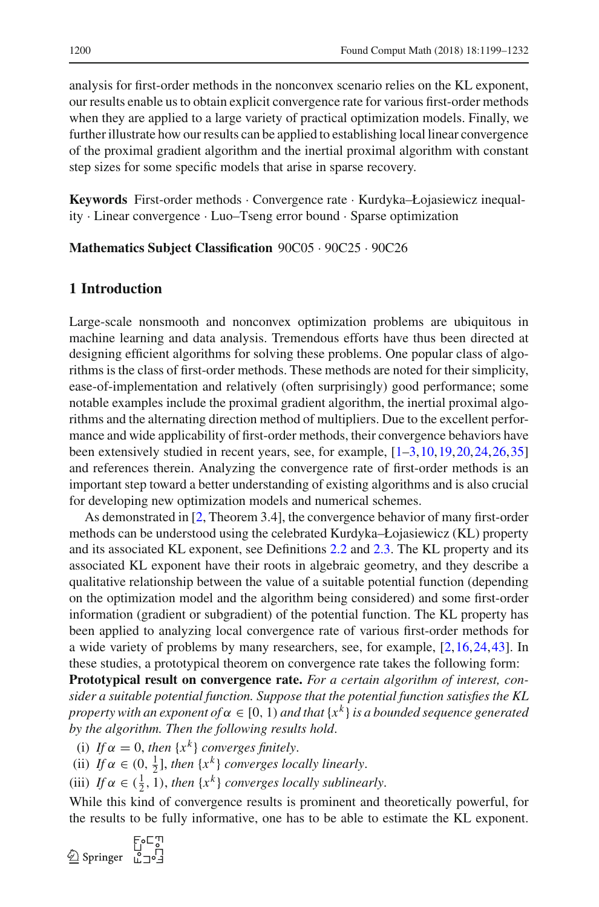analysis for first-order methods in the nonconvex scenario relies on the KL exponent, our results enable us to obtain explicit convergence rate for various first-order methods when they are applied to a large variety of practical optimization models. Finally, we further illustrate how our results can be applied to establishing local linear convergence of the proximal gradient algorithm and the inertial proximal algorithm with constant step sizes for some specific models that arise in sparse recovery.

**Keywords** First-order methods · Convergence rate · Kurdyka–Łojasiewicz inequality · Linear convergence · Luo–Tseng error bound · Sparse optimization

**Mathematics Subject Classification** 90C05 · 90C25 · 90C26

## 1 Introduction

Large-scale nonsmooth and nonconvex optimization problems are ubiquitous in machine learning and data analysis. Tremendous efforts have thus been directed at designing efficient algorithms for solving these problems. One popular class of algorithms is the class of first-order methods. These methods are noted for their simplicity, ease-of-implementation and relatively (often surprisingly) good performance; some notable examples include the proximal gradient algorithm, the inertial proximal algorithms and the alternating direction method of multipliers. Due to the excellent performance and wide applicability of first-order methods, their convergence behaviors have been extensively studied in recent years, see, for example, [1–3,10,19,20,24,26,35] and references therein. Analyzing the convergence rate of first-order methods is an important step toward a better understanding of existing algorithms and is also crucial for developing new optimization models and numerical schemes.

As demonstrated in [2, Theorem 3.4], the convergence behavior of many first-order methods can be understood using the celebrated Kurdyka–Łojasiewicz (KL) property and its associated KL exponent, see Definitions 2.2 and 2.3. The KL property and its associated KL exponent have their roots in algebraic geometry, and they describe a qualitative relationship between the value of a suitable potential function (depending on the optimization model and the algorithm being considered) and some first-order information (gradient or subgradient) of the potential function. The KL property has been applied to analyzing local convergence rate of various first-order methods for a wide variety of problems by many researchers, see, for example, [2,16,24,43]. In these studies, a prototypical theorem on convergence rate takes the following form:

**Prototypical result on convergence rate.** *For a certain algorithm of interest, consider a suitable potential function. Suppose that the potential function satisfies the KL property with an exponent of* $\alpha \in [0, 1)$ *and that* $\{x^k\}$ *is a bounded sequence generated by the algorithm. Then the following results hold.*

(i) *If* $\alpha = 0$, *then* $\{x^k\}$ *converges finitely.*
(ii) *If* $\alpha \in (0, \frac{1}{2}]$, *then* $\{x^k\}$ *converges locally linearly.*
(iii) *If* $\alpha \in (\frac{1}{2}, 1)$, *then* $\{x^k\}$ *converges locally sublinearly.*

While this kind of convergence results is prominent and theoretically powerful, for the results to be fully informative, one has to be able to estimate the KL exponent.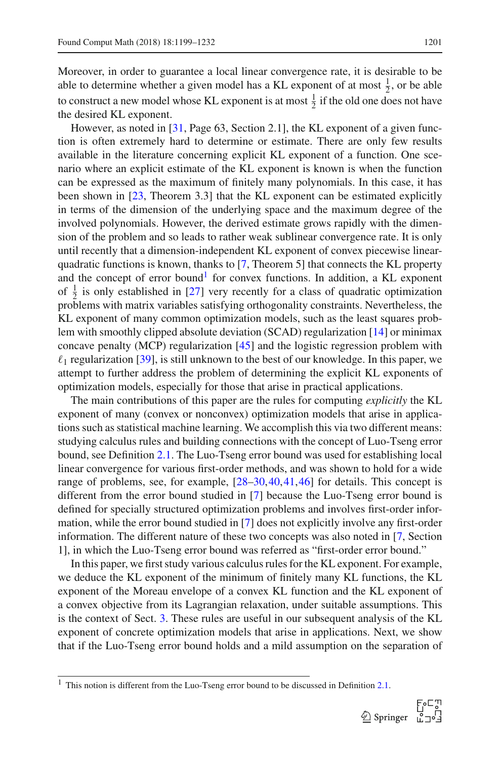Moreover, in order to guarantee a local linear convergence rate, it is desirable to be able to determine whether a given model has a KL exponent of at most $\frac{1}{2}$, or be able to construct a new model whose KL exponent is at most $\frac{1}{2}$ if the old one does not have the desired KL exponent.

However, as noted in [31, Page 63, Section 2.1], the KL exponent of a given function is often extremely hard to determine or estimate. There are only few results available in the literature concerning explicit KL exponent of a function. One scenario where an explicit estimate of the KL exponent is known is when the function can be expressed as the maximum of finitely many polynomials. In this case, it has been shown in [23, Theorem 3.3] that the KL exponent can be estimated explicitly in terms of the dimension of the underlying space and the maximum degree of the involved polynomials. However, the derived estimate grows rapidly with the dimension of the problem and so leads to rather weak sublinear convergence rate. It is only until recently that a dimension-independent KL exponent of convex piecewise linear-quadratic functions is known, thanks to [7, Theorem 5] that connects the KL property and the concept of error bound[1] for convex functions. In addition, a KL exponent of $\frac{1}{2}$ is only established in [27] very recently for a class of quadratic optimization problems with matrix variables satisfying orthogonality constraints. Nevertheless, the KL exponent of many common optimization models, such as the least squares problem with smoothly clipped absolute deviation (SCAD) regularization [14] or minimax concave penalty (MCP) regularization [45] and the logistic regression problem with $\ell_1$ regularization [39], is still unknown to the best of our knowledge. In this paper, we attempt to further address the problem of determining the explicit KL exponents of optimization models, especially for those that arise in practical applications.

The main contributions of this paper are the rules for computing *explicitly* the KL exponent of many (convex or nonconvex) optimization models that arise in applications such as statistical machine learning. We accomplish this via two different means: studying calculus rules and building connections with the concept of Luo-Tseng error bound, see Definition 2.1. The Luo-Tseng error bound was used for establishing local linear convergence for various first-order methods, and was shown to hold for a wide range of problems, see, for example, [28–30,40,41,46] for details. This concept is different from the error bound studied in [7] because the Luo-Tseng error bound is defined for specially structured optimization problems and involves first-order information, while the error bound studied in [7] does not explicitly involve any first-order information. The different nature of these two concepts was also noted in [7, Section 1], in which the Luo-Tseng error bound was referred as "first-order error bound."

In this paper, we first study various calculus rules for the KL exponent. For example, we deduce the KL exponent of the minimum of finitely many KL functions, the KL exponent of the Moreau envelope of a convex KL function and the KL exponent of a convex objective from its Lagrangian relaxation, under suitable assumptions. This is the context of Sect. 3. These rules are useful in our subsequent analysis of the KL exponent of concrete optimization models that arise in applications. Next, we show that if the Luo-Tseng error bound holds and a mild assumption on the separation of

[1] This notion is different from the Luo-Tseng error bound to be discussed in Definition 2.1.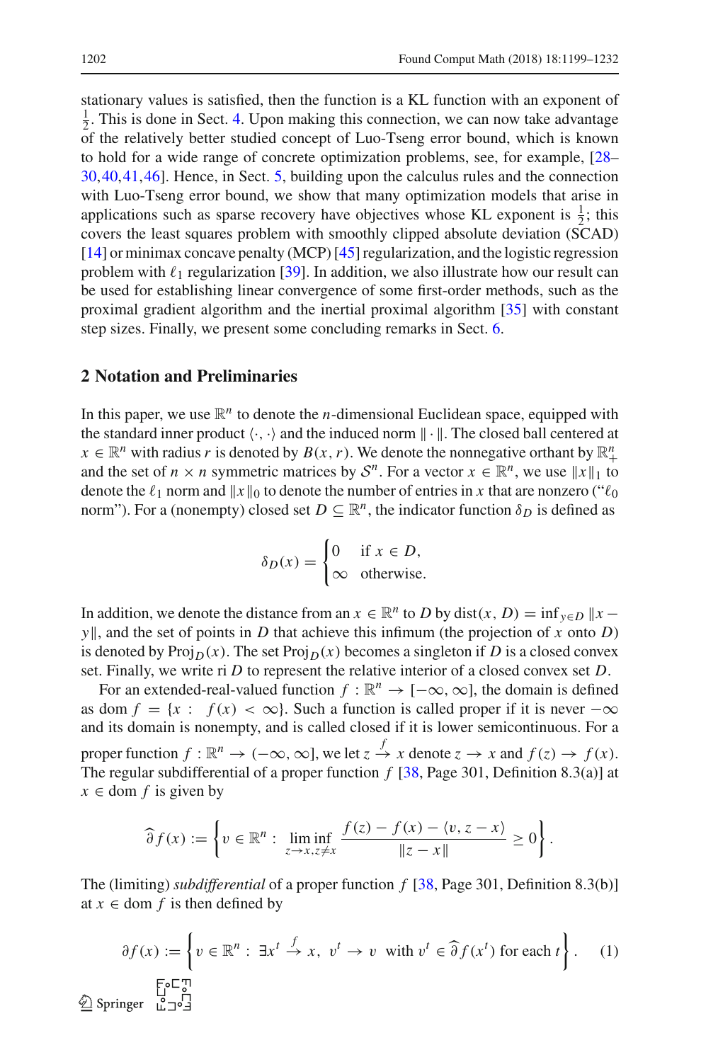stationary values is satisfied, then the function is a KL function with an exponent of $\frac{1}{2}$. This is done in Sect. 4. Upon making this connection, we can now take advantage of the relatively better studied concept of Luo-Tseng error bound, which is known to hold for a wide range of concrete optimization problems, see, for example, [28–30,40,41,46]. Hence, in Sect. 5, building upon the calculus rules and the connection with Luo-Tseng error bound, we show that many optimization models that arise in applications such as sparse recovery have objectives whose KL exponent is $\frac{1}{2}$; this covers the least squares problem with smoothly clipped absolute deviation (SCAD) [14] or minimax concave penalty (MCP) [45] regularization, and the logistic regression problem with $\ell_1$ regularization [39]. In addition, we also illustrate how our result can be used for establishing linear convergence of some first-order methods, such as the proximal gradient algorithm and the inertial proximal algorithm [35] with constant step sizes. Finally, we present some concluding remarks in Sect. 6.

## 2 Notation and Preliminaries

In this paper, we use $\mathbb{R}^n$ to denote the $n$-dimensional Euclidean space, equipped with the standard inner product $\langle \cdot, \cdot \rangle$ and the induced norm $\|\cdot\|$. The closed ball centered at $x \in \mathbb{R}^n$ with radius $r$ is denoted by $B(x, r)$. We denote the nonnegative orthant by $\mathbb{R}^n_+$ and the set of $n \times n$ symmetric matrices by $\mathcal{S}^n$. For a vector $x \in \mathbb{R}^n$, we use $\|x\|_1$ to denote the $\ell_1$ norm and $\|x\|_0$ to denote the number of entries in $x$ that are nonzero ("$\ell_0$ norm"). For a (nonempty) closed set $D \subseteq \mathbb{R}^n$, the indicator function $\delta_D$ is defined as

$$\delta_D(x) = \begin{cases} 0 & \text{if } x \in D, \\ \infty & \text{otherwise.} \end{cases}$$

In addition, we denote the distance from an $x \in \mathbb{R}^n$ to $D$ by $\operatorname{dist}(x, D) = \inf_{y \in D} \|x - y\|$, and the set of points in $D$ that achieve this infimum (the projection of $x$ onto $D$) is denoted by $\operatorname{Proj}_D(x)$. The set $\operatorname{Proj}_D(x)$ becomes a singleton if $D$ is a closed convex set. Finally, we write $\operatorname{ri} D$ to represent the relative interior of a closed convex set $D$.

For an extended-real-valued function $f : \mathbb{R}^n \to [-\infty, \infty]$, the domain is defined as $\operatorname{dom} f = \{x : \; f(x) < \infty\}$. Such a function is called proper if it is never $-\infty$ and its domain is nonempty, and is called closed if it is lower semicontinuous. For a proper function $f : \mathbb{R}^n \to (-\infty, \infty]$, we let $z \xrightarrow{f} x$ denote $z \to x$ and $f(z) \to f(x)$. The regular subdifferential of a proper function $f$ [38, Page 301, Definition 8.3(a)] at $x \in \operatorname{dom} f$ is given by

$$\widehat{\partial} f(x) := \left\{ v \in \mathbb{R}^n : \; \liminf_{z \to x, z \neq x} \frac{f(z) - f(x) - \langle v, z - x \rangle}{\|z - x\|} \geq 0 \right\}.$$

The (limiting) *subdifferential* of a proper function $f$ [38, Page 301, Definition 8.3(b)] at $x \in \operatorname{dom} f$ is then defined by

$$\partial f(x) := \left\{ v \in \mathbb{R}^n : \; \exists x^t \xrightarrow{f} x, \; v^t \to v \; \text{ with } v^t \in \widehat{\partial} f(x^t) \text{ for each } t \right\}. \tag{1}$$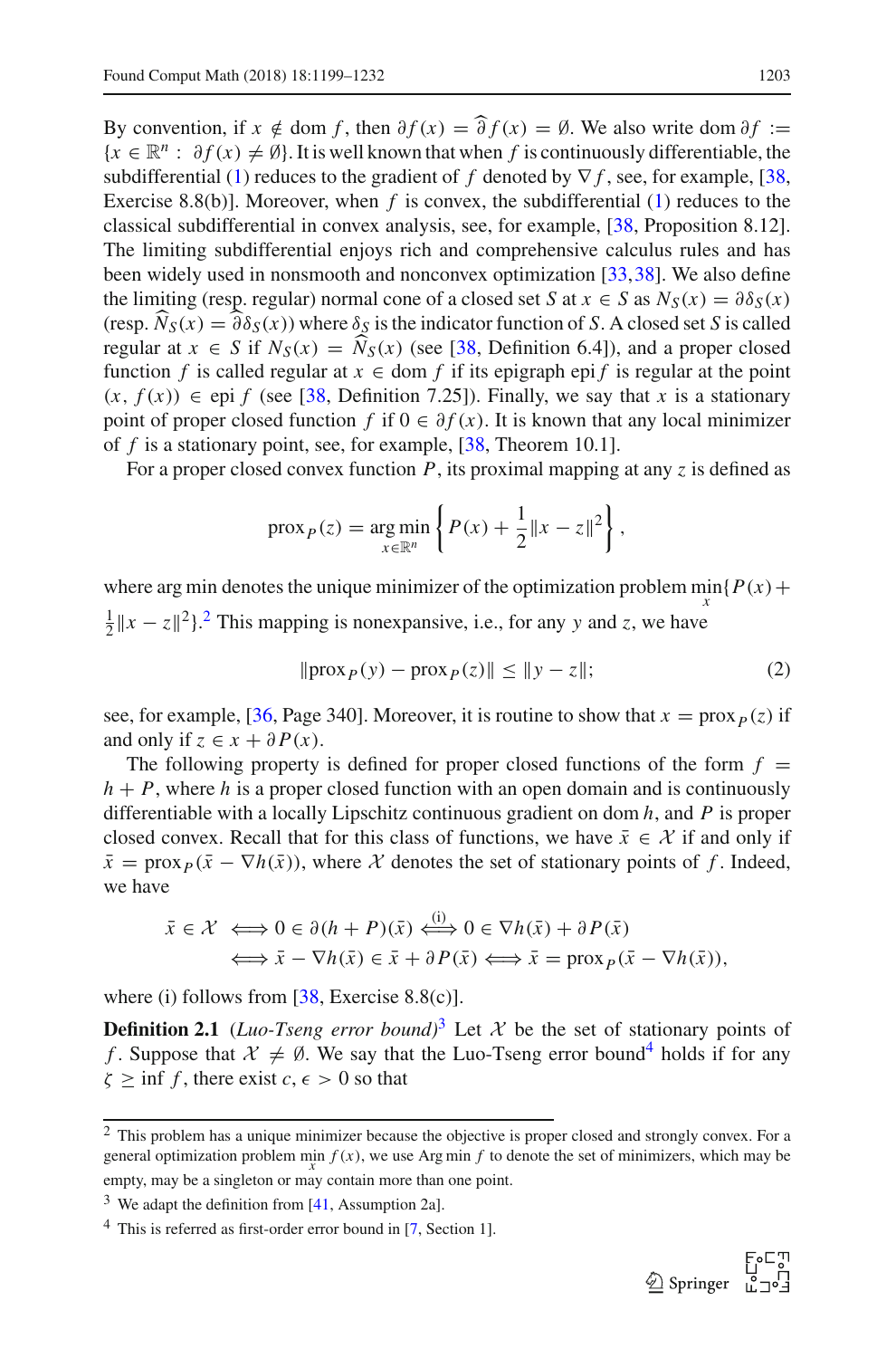By convention, if $x \notin \operatorname{dom} f$, then $\partial f(x) = \widehat{\partial} f(x) = \emptyset$. We also write $\operatorname{dom} \partial f := \{x \in \mathbb{R}^n : \partial f(x) \neq \emptyset\}$. It is well known that when $f$ is continuously differentiable, the subdifferential (1) reduces to the gradient of $f$ denoted by $\nabla f$, see, for example, [38, Exercise 8.8(b)]. Moreover, when $f$ is convex, the subdifferential (1) reduces to the classical subdifferential in convex analysis, see, for example, [38, Proposition 8.12]. The limiting subdifferential enjoys rich and comprehensive calculus rules and has been widely used in nonsmooth and nonconvex optimization [33,38]. We also define the limiting (resp. regular) normal cone of a closed set $S$ at $x \in S$ as $N_S(x) = \partial \delta_S(x)$ (resp. $\widehat{N}_S(x) = \widehat{\partial} \delta_S(x)$) where $\delta_S$ is the indicator function of $S$. A closed set $S$ is called regular at $x \in S$ if $N_S(x) = \widehat{N}_S(x)$ (see [38, Definition 6.4]), and a proper closed function $f$ is called regular at $x \in \operatorname{dom} f$ if its epigraph $\operatorname{epi} f$ is regular at the point $(x, f(x)) \in \operatorname{epi} f$ (see [38, Definition 7.25]). Finally, we say that $x$ is a stationary point of proper closed function $f$ if $0 \in \partial f(x)$. It is known that any local minimizer of $f$ is a stationary point, see, for example, [38, Theorem 10.1].

For a proper closed convex function $P$, its proximal mapping at any $z$ is defined as

$$\operatorname{prox}_P(z) = \operatorname*{arg\,min}_{x \in \mathbb{R}^n} \left\{ P(x) + \frac{1}{2}\|x - z\|^2 \right\},$$

where arg min denotes the unique minimizer of the optimization problem $\min\limits_x \{P(x) + \frac{1}{2}\|x - z\|^2\}$.[2] This mapping is nonexpansive, i.e., for any $y$ and $z$, we have

$$\|\operatorname{prox}_P(y) - \operatorname{prox}_P(z)\| \leq \|y - z\|; \tag{2}$$

see, for example, [36, Page 340]. Moreover, it is routine to show that $x = \operatorname{prox}_P(z)$ if and only if $z \in x + \partial P(x)$.

The following property is defined for proper closed functions of the form $f = h + P$, where $h$ is a proper closed function with an open domain and is continuously differentiable with a locally Lipschitz continuous gradient on $\operatorname{dom} h$, and $P$ is proper closed convex. Recall that for this class of functions, we have $\bar{x} \in \mathcal{X}$ if and only if $\bar{x} = \operatorname{prox}_P(\bar{x} - \nabla h(\bar{x}))$, where $\mathcal{X}$ denotes the set of stationary points of $f$. Indeed, we have

$$\begin{aligned}
\bar{x} \in \mathcal{X} &\iff 0 \in \partial(h + P)(\bar{x}) \overset{\text{(i)}}{\iff} 0 \in \nabla h(\bar{x}) + \partial P(\bar{x}) \\
&\iff \bar{x} - \nabla h(\bar{x}) \in \bar{x} + \partial P(\bar{x}) \iff \bar{x} = \operatorname{prox}_P(\bar{x} - \nabla h(\bar{x})),
\end{aligned}$$

where (i) follows from [38, Exercise 8.8(c)].

**Definition 2.1** (*Luo-Tseng error bound*)[3] Let $\mathcal{X}$ be the set of stationary points of $f$. Suppose that $\mathcal{X} \neq \emptyset$. We say that the Luo-Tseng error bound[4] holds if for any $\zeta \geq \inf f$, there exist $c, \epsilon > 0$ so that

---

[2] This problem has a unique minimizer because the objective is proper closed and strongly convex. For a general optimization problem $\min\limits_x f(x)$, we use $\operatorname{Arg\,min} f$ to denote the set of minimizers, which may be empty, may be a singleton or may contain more than one point.

[3] We adapt the definition from [41, Assumption 2a].

[4] This is referred as first-order error bound in [7, Section 1].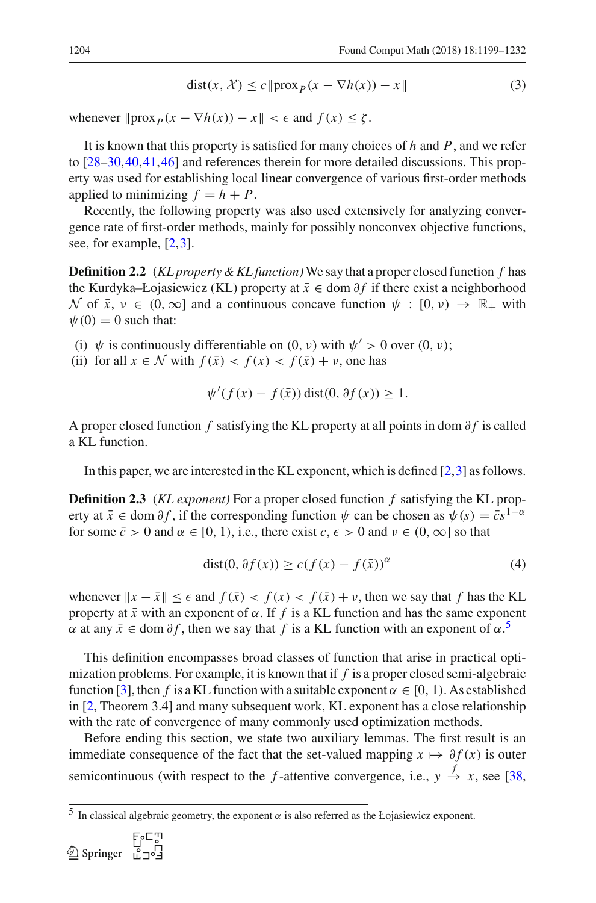$$\text{dist}(x, \mathcal{X}) \leq c\|\text{prox}_P(x - \nabla h(x)) - x\| \tag{3}$$

whenever $\|\text{prox}_P(x - \nabla h(x)) - x\| < \epsilon$ and $f(x) \leq \zeta$.

It is known that this property is satisfied for many choices of $h$ and $P$, and we refer to [28–30,40,41,46] and references therein for more detailed discussions. This property was used for establishing local linear convergence of various first-order methods applied to minimizing $f = h + P$.

Recently, the following property was also used extensively for analyzing convergence rate of first-order methods, mainly for possibly nonconvex objective functions, see, for example, [2,3].

**Definition 2.2** (*KL property & KL function*) We say that a proper closed function $f$ has the Kurdyka–Łojasiewicz (KL) property at $\bar{x} \in \text{dom}\,\partial f$ if there exist a neighborhood $\mathcal{N}$ of $\bar{x}$, $\nu \in (0, \infty]$ and a continuous concave function $\psi : [0, \nu) \to \mathbb{R}_+$ with $\psi(0) = 0$ such that:

(i) $\psi$ is continuously differentiable on $(0, \nu)$ with $\psi' > 0$ over $(0, \nu)$;
(ii) for all $x \in \mathcal{N}$ with $f(\bar{x}) < f(x) < f(\bar{x}) + \nu$, one has

$$\psi'(f(x) - f(\bar{x}))\,\text{dist}(0, \partial f(x)) \geq 1.$$

A proper closed function $f$ satisfying the KL property at all points in $\text{dom}\,\partial f$ is called a KL function.

In this paper, we are interested in the KL exponent, which is defined [2,3] as follows.

**Definition 2.3** (*KL exponent*) For a proper closed function $f$ satisfying the KL property at $\bar{x} \in \text{dom}\,\partial f$, if the corresponding function $\psi$ can be chosen as $\psi(s) = \bar{c}s^{1-\alpha}$ for some $\bar{c} > 0$ and $\alpha \in [0, 1)$, i.e., there exist $c, \epsilon > 0$ and $\nu \in (0, \infty]$ so that

$$\text{dist}(0, \partial f(x)) \geq c(f(x) - f(\bar{x}))^{\alpha} \tag{4}$$

whenever $\|x - \bar{x}\| \leq \epsilon$ and $f(\bar{x}) < f(x) < f(\bar{x}) + \nu$, then we say that $f$ has the KL property at $\bar{x}$ with an exponent of $\alpha$. If $f$ is a KL function and has the same exponent $\alpha$ at any $\bar{x} \in \text{dom}\,\partial f$, then we say that $f$ is a KL function with an exponent of $\alpha$.[5]

This definition encompasses broad classes of function that arise in practical optimization problems. For example, it is known that if $f$ is a proper closed semi-algebraic function [3], then $f$ is a KL function with a suitable exponent $\alpha \in [0, 1)$. As established in [2, Theorem 3.4] and many subsequent work, KL exponent has a close relationship with the rate of convergence of many commonly used optimization methods.

Before ending this section, we state two auxiliary lemmas. The first result is an immediate consequence of the fact that the set-valued mapping $x \mapsto \partial f(x)$ is outer semicontinuous (with respect to the $f$-attentive convergence, i.e., $y \xrightarrow{f} x$, see [38,

[5] In classical algebraic geometry, the exponent $\alpha$ is also referred as the Łojasiewicz exponent.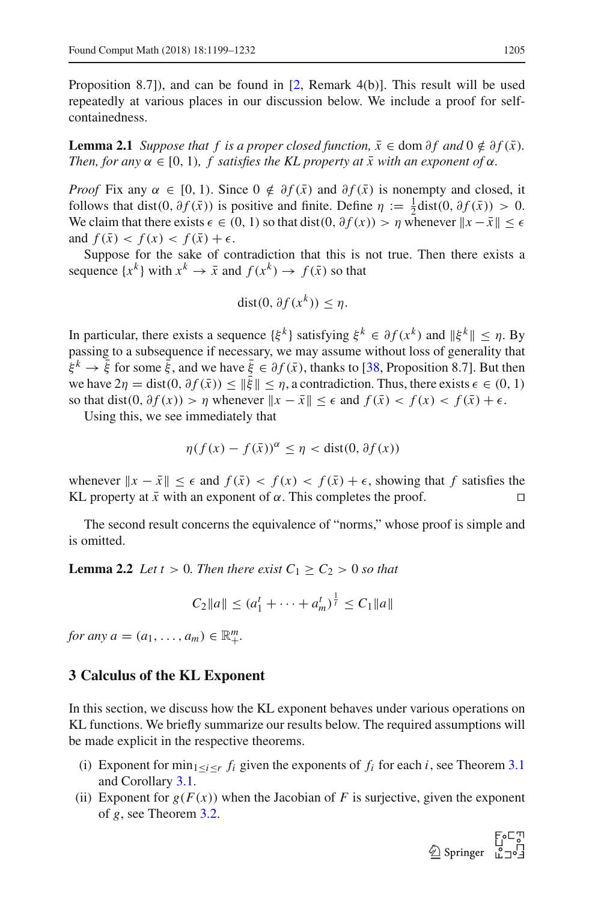Proposition 8.7]), and can be found in [2, Remark 4(b)]. This result will be used repeatedly at various places in our discussion below. We include a proof for self-containedness.

**Lemma 2.1** *Suppose that $f$ is a proper closed function, $\bar{x} \in \operatorname{dom} \partial f$ and $0 \notin \partial f(\bar{x})$. Then, for any $\alpha \in [0, 1)$, $f$ satisfies the KL property at $\bar{x}$ with an exponent of $\alpha$.*

*Proof* Fix any $\alpha \in [0, 1)$. Since $0 \notin \partial f(\bar{x})$ and $\partial f(\bar{x})$ is nonempty and closed, it follows that $\operatorname{dist}(0, \partial f(\bar{x}))$ is positive and finite. Define $\eta := \frac{1}{2}\operatorname{dist}(0, \partial f(\bar{x})) > 0$. We claim that there exists $\epsilon \in (0, 1)$ so that $\operatorname{dist}(0, \partial f(x)) > \eta$ whenever $\|x - \bar{x}\| \leq \epsilon$ and $f(\bar{x}) < f(x) < f(\bar{x}) + \epsilon$.

Suppose for the sake of contradiction that this is not true. Then there exists a sequence $\{x^k\}$ with $x^k \to \bar{x}$ and $f(x^k) \to f(\bar{x})$ so that

$$\operatorname{dist}(0, \partial f(x^k)) \leq \eta.$$

In particular, there exists a sequence $\{\xi^k\}$ satisfying $\xi^k \in \partial f(x^k)$ and $\|\xi^k\| \leq \eta$. By passing to a subsequence if necessary, we may assume without loss of generality that $\xi^k \to \bar{\xi}$ for some $\bar{\xi}$, and we have $\bar{\xi} \in \partial f(\bar{x})$, thanks to [38, Proposition 8.7]. But then we have $2\eta = \operatorname{dist}(0, \partial f(\bar{x})) \leq \|\bar{\xi}\| \leq \eta$, a contradiction. Thus, there exists $\epsilon \in (0, 1)$ so that $\operatorname{dist}(0, \partial f(x)) > \eta$ whenever $\|x - \bar{x}\| \leq \epsilon$ and $f(\bar{x}) < f(x) < f(\bar{x}) + \epsilon$.

Using this, we see immediately that

$$\eta(f(x) - f(\bar{x}))^{\alpha} \leq \eta < \operatorname{dist}(0, \partial f(x))$$

whenever $\|x - \bar{x}\| \leq \epsilon$ and $f(\bar{x}) < f(x) < f(\bar{x}) + \epsilon$, showing that $f$ satisfies the KL property at $\bar{x}$ with an exponent of $\alpha$. This completes the proof. □

The second result concerns the equivalence of "norms," whose proof is simple and is omitted.

**Lemma 2.2** *Let $t > 0$. Then there exist $C_1 \geq C_2 > 0$ so that*

$$C_2\|a\| \leq (a_1^t + \cdots + a_m^t)^{\frac{1}{t}} \leq C_1\|a\|$$

*for any $a = (a_1, \ldots, a_m) \in \mathbb{R}^m_+$.*

## 3 Calculus of the KL Exponent

In this section, we discuss how the KL exponent behaves under various operations on KL functions. We briefly summarize our results below. The required assumptions will be made explicit in the respective theorems.

(i) Exponent for $\min_{1 \leq i \leq r} f_i$ given the exponents of $f_i$ for each $i$, see Theorem 3.1 and Corollary 3.1.

(ii) Exponent for $g(F(x))$ when the Jacobian of $F$ is surjective, given the exponent of $g$, see Theorem 3.2.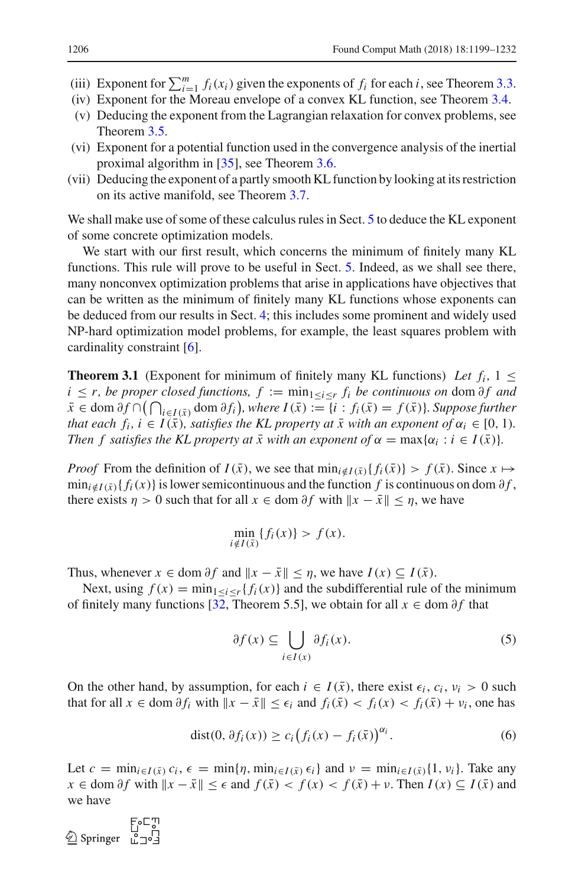(iii) Exponent for $\sum_{i=1}^{m} f_i(x_i)$ given the exponents of $f_i$ for each $i$, see Theorem 3.3.
(iv) Exponent for the Moreau envelope of a convex KL function, see Theorem 3.4.
(v) Deducing the exponent from the Lagrangian relaxation for convex problems, see Theorem 3.5.
(vi) Exponent for a potential function used in the convergence analysis of the inertial proximal algorithm in [35], see Theorem 3.6.
(vii) Deducing the exponent of a partly smooth KL function by looking at its restriction on its active manifold, see Theorem 3.7.

We shall make use of some of these calculus rules in Sect. 5 to deduce the KL exponent of some concrete optimization models.

We start with our first result, which concerns the minimum of finitely many KL functions. This rule will prove to be useful in Sect. 5. Indeed, as we shall see there, many nonconvex optimization problems that arise in applications have objectives that can be written as the minimum of finitely many KL functions whose exponents can be deduced from our results in Sect. 4; this includes some prominent and widely used NP-hard optimization model problems, for example, the least squares problem with cardinality constraint [6].

**Theorem 3.1** (Exponent for minimum of finitely many KL functions) *Let $f_i$, $1 \le i \le r$, be proper closed functions, $f := \min_{1\le i\le r} f_i$ be continuous on $\mathrm{dom}\,\partial f$ and $\bar{x} \in \mathrm{dom}\,\partial f \cap \left(\bigcap_{i\in I(\bar{x})} \mathrm{dom}\,\partial f_i\right)$, where $I(\bar{x}) := \{i : f_i(\bar{x}) = f(\bar{x})\}$. Suppose further that each $f_i$, $i \in I(\bar{x})$, satisfies the KL property at $\bar{x}$ with an exponent of $\alpha_i \in [0, 1)$. Then $f$ satisfies the KL property at $\bar{x}$ with an exponent of $\alpha = \max\{\alpha_i : i \in I(\bar{x})\}$.*

*Proof* From the definition of $I(\bar{x})$, we see that $\min_{i\notin I(\bar{x})}\{f_i(\bar{x})\} > f(\bar{x})$. Since $x \mapsto \min_{i\notin I(\bar{x})}\{f_i(x)\}$ is lower semicontinuous and the function $f$ is continuous on $\mathrm{dom}\,\partial f$, there exists $\eta > 0$ such that for all $x \in \mathrm{dom}\,\partial f$ with $\|x - \bar{x}\| \le \eta$, we have

$$\min_{i\notin I(\bar{x})}\{f_i(x)\} > f(x).$$

Thus, whenever $x \in \mathrm{dom}\,\partial f$ and $\|x - \bar{x}\| \le \eta$, we have $I(x) \subseteq I(\bar{x})$.

Next, using $f(x) = \min_{1\le i\le r}\{f_i(x)\}$ and the subdifferential rule of the minimum of finitely many functions [32, Theorem 5.5], we obtain for all $x \in \mathrm{dom}\,\partial f$ that

$$\partial f(x) \subseteq \bigcup_{i\in I(x)} \partial f_i(x). \tag{5}$$

On the other hand, by assumption, for each $i \in I(\bar{x})$, there exist $\epsilon_i, c_i, \nu_i > 0$ such that for all $x \in \mathrm{dom}\,\partial f_i$ with $\|x - \bar{x}\| \le \epsilon_i$ and $f_i(\bar{x}) < f_i(x) < f_i(\bar{x}) + \nu_i$, one has

$$\mathrm{dist}(0, \partial f_i(x)) \ge c_i\left(f_i(x) - f_i(\bar{x})\right)^{\alpha_i}. \tag{6}$$

Let $c = \min_{i\in I(\bar{x})} c_i$, $\epsilon = \min\{\eta, \min_{i\in I(\bar{x})} \epsilon_i\}$ and $\nu = \min_{i\in I(\bar{x})}\{1, \nu_i\}$. Take any $x \in \mathrm{dom}\,\partial f$ with $\|x - \bar{x}\| \le \epsilon$ and $f(\bar{x}) < f(x) < f(\bar{x}) + \nu$. Then $I(x) \subseteq I(\bar{x})$ and we have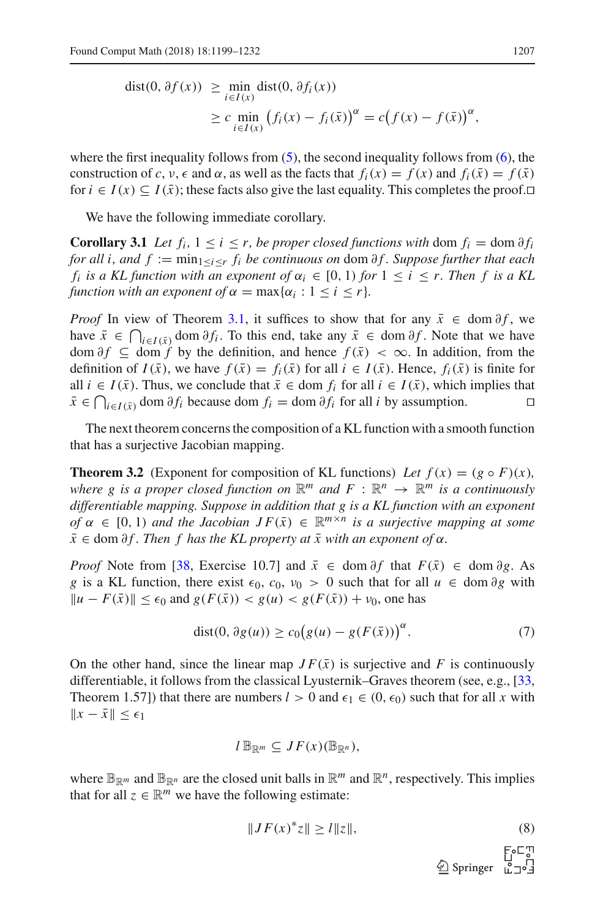$$
\begin{aligned}
\operatorname{dist}(0, \partial f(x)) &\geq \min_{i \in I(x)} \operatorname{dist}(0, \partial f_i(x)) \\
&\geq c \min_{i \in I(x)} \big(f_i(x) - f_i(\bar{x})\big)^{\alpha} = c\big(f(x) - f(\bar{x})\big)^{\alpha},
\end{aligned}
$$

where the first inequality follows from (5), the second inequality follows from (6), the construction of $c$, $\nu$, $\epsilon$ and $\alpha$, as well as the facts that $f_i(x) = f(x)$ and $f_i(\bar{x}) = f(\bar{x})$ for $i \in I(x) \subseteq I(\bar{x})$; these facts also give the last equality. This completes the proof. □

We have the following immediate corollary.

**Corollary 3.1** *Let $f_i$, $1 \leq i \leq r$, be proper closed functions with* $\operatorname{dom} f_i = \operatorname{dom} \partial f_i$ *for all $i$, and $f := \min_{1 \leq i \leq r} f_i$ be continuous on* $\operatorname{dom} \partial f$. *Suppose further that each $f_i$ is a KL function with an exponent of $\alpha_i \in [0, 1)$ for $1 \leq i \leq r$. Then $f$ is a KL function with an exponent of $\alpha = \max\{\alpha_i : 1 \leq i \leq r\}$.*

*Proof* In view of Theorem 3.1, it suffices to show that for any $\bar{x} \in \operatorname{dom} \partial f$, we have $\bar{x} \in \bigcap_{i \in I(\bar{x})} \operatorname{dom} \partial f_i$. To this end, take any $\bar{x} \in \operatorname{dom} \partial f$. Note that we have $\operatorname{dom} \partial f \subseteq \operatorname{dom} f$ by the definition, and hence $f(\bar{x}) < \infty$. In addition, from the definition of $I(\bar{x})$, we have $f(\bar{x}) = f_i(\bar{x})$ for all $i \in I(\bar{x})$. Hence, $f_i(\bar{x})$ is finite for all $i \in I(\bar{x})$. Thus, we conclude that $\bar{x} \in \operatorname{dom} f_i$ for all $i \in I(\bar{x})$, which implies that $\bar{x} \in \bigcap_{i \in I(\bar{x})} \operatorname{dom} \partial f_i$ because $\operatorname{dom} f_i = \operatorname{dom} \partial f_i$ for all $i$ by assumption. □

The next theorem concerns the composition of a KL function with a smooth function that has a surjective Jacobian mapping.

**Theorem 3.2** (Exponent for composition of KL functions) *Let $f(x) = (g \circ F)(x)$, where $g$ is a proper closed function on $\mathbb{R}^m$ and $F : \mathbb{R}^n \to \mathbb{R}^m$ is a continuously differentiable mapping. Suppose in addition that $g$ is a KL function with an exponent of $\alpha \in [0, 1)$ and the Jacobian $JF(\bar{x}) \in \mathbb{R}^{m \times n}$ is a surjective mapping at some $\bar{x} \in \operatorname{dom} \partial f$. Then $f$ has the KL property at $\bar{x}$ with an exponent of $\alpha$.*

*Proof* Note from [38, Exercise 10.7] and $\bar{x} \in \operatorname{dom} \partial f$ that $F(\bar{x}) \in \operatorname{dom} \partial g$. As $g$ is a KL function, there exist $\epsilon_0$, $c_0$, $\nu_0 > 0$ such that for all $u \in \operatorname{dom} \partial g$ with $\|u - F(\bar{x})\| \leq \epsilon_0$ and $g(F(\bar{x})) < g(u) < g(F(\bar{x})) + \nu_0$, one has

$$
\operatorname{dist}(0, \partial g(u)) \geq c_0\big(g(u) - g(F(\bar{x}))\big)^{\alpha}. \tag{7}
$$

On the other hand, since the linear map $JF(\bar{x})$ is surjective and $F$ is continuously differentiable, it follows from the classical Lyusternik–Graves theorem (see, e.g., [33, Theorem 1.57]) that there are numbers $l > 0$ and $\epsilon_1 \in (0, \epsilon_0)$ such that for all $x$ with $\|x - \bar{x}\| \leq \epsilon_1$

$$
l\,\mathbb{B}_{\mathbb{R}^m} \subseteq JF(x)(\mathbb{B}_{\mathbb{R}^n}),
$$

where $\mathbb{B}_{\mathbb{R}^m}$ and $\mathbb{B}_{\mathbb{R}^n}$ are the closed unit balls in $\mathbb{R}^m$ and $\mathbb{R}^n$, respectively. This implies that for all $z \in \mathbb{R}^m$ we have the following estimate:

$$
\|JF(x)^* z\| \geq l\|z\|, \tag{8}
$$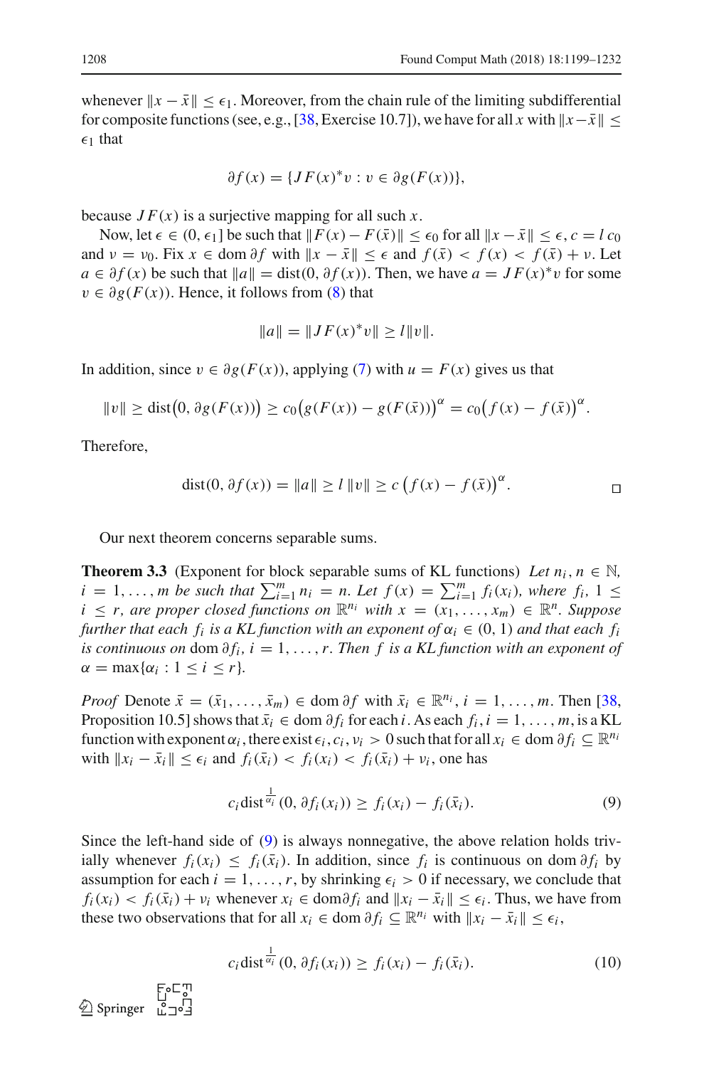whenever $\|x - \bar{x}\| \leq \epsilon_1$. Moreover, from the chain rule of the limiting subdifferential for composite functions (see, e.g., [38, Exercise 10.7]), we have for all $x$ with $\|x - \bar{x}\| \leq \epsilon_1$ that

$$\partial f(x) = \{JF(x)^* v : v \in \partial g(F(x))\},$$

because $JF(x)$ is a surjective mapping for all such $x$.

Now, let $\epsilon \in (0, \epsilon_1]$ be such that $\|F(x) - F(\bar{x})\| \leq \epsilon_0$ for all $\|x - \bar{x}\| \leq \epsilon$, $c = l\, c_0$ and $\nu = \nu_0$. Fix $x \in \operatorname{dom} \partial f$ with $\|x - \bar{x}\| \leq \epsilon$ and $f(\bar{x}) < f(x) < f(\bar{x}) + \nu$. Let $a \in \partial f(x)$ be such that $\|a\| = \operatorname{dist}(0, \partial f(x))$. Then, we have $a = JF(x)^* v$ for some $v \in \partial g(F(x))$. Hence, it follows from (8) that

$$\|a\| = \|JF(x)^* v\| \geq l \|v\|.$$

In addition, since $v \in \partial g(F(x))$, applying (7) with $u = F(x)$ gives us that

$$\|v\| \geq \operatorname{dist}\big(0, \partial g(F(x))\big) \geq c_0 \big(g(F(x)) - g(F(\bar{x}))\big)^{\alpha} = c_0 \big(f(x) - f(\bar{x})\big)^{\alpha}.$$

Therefore,

$$\operatorname{dist}(0, \partial f(x)) = \|a\| \geq l\, \|v\| \geq c\, \big(f(x) - f(\bar{x})\big)^{\alpha}. \qquad \square$$

Our next theorem concerns separable sums.

**Theorem 3.3** (Exponent for block separable sums of KL functions) *Let $n_i, n \in \mathbb{N}$, $i = 1, \ldots, m$ be such that $\sum_{i=1}^m n_i = n$. Let $f(x) = \sum_{i=1}^m f_i(x_i)$, where $f_i$, $1 \leq i \leq r$, are proper closed functions on $\mathbb{R}^{n_i}$ with $x = (x_1, \ldots, x_m) \in \mathbb{R}^n$. Suppose further that each $f_i$ is a KL function with an exponent of $\alpha_i \in (0, 1)$ and that each $f_i$ is continuous on* $\operatorname{dom} \partial f_i$*, $i = 1, \ldots, r$. Then $f$ is a KL function with an exponent of $\alpha = \max\{\alpha_i : 1 \leq i \leq r\}$.*

*Proof* Denote $\bar{x} = (\bar{x}_1, \ldots, \bar{x}_m) \in \operatorname{dom} \partial f$ with $\bar{x}_i \in \mathbb{R}^{n_i}$, $i = 1, \ldots, m$. Then [38, Proposition 10.5] shows that $\bar{x}_i \in \operatorname{dom} \partial f_i$ for each $i$. As each $f_i$, $i = 1, \ldots, m$, is a KL function with exponent $\alpha_i$, there exist $\epsilon_i, c_i, \nu_i > 0$ such that for all $x_i \in \operatorname{dom} \partial f_i \subseteq \mathbb{R}^{n_i}$ with $\|x_i - \bar{x}_i\| \leq \epsilon_i$ and $f_i(\bar{x}_i) < f_i(x_i) < f_i(\bar{x}_i) + \nu_i$, one has

$$c_i \operatorname{dist}^{\frac{1}{\alpha_i}}(0, \partial f_i(x_i)) \geq f_i(x_i) - f_i(\bar{x}_i). \tag{9}$$

Since the left-hand side of (9) is always nonnegative, the above relation holds trivially whenever $f_i(x_i) \leq f_i(\bar{x}_i)$. In addition, since $f_i$ is continuous on $\operatorname{dom} \partial f_i$ by assumption for each $i = 1, \ldots, r$, by shrinking $\epsilon_i > 0$ if necessary, we conclude that $f_i(x_i) < f_i(\bar{x}_i) + \nu_i$ whenever $x_i \in \operatorname{dom} \partial f_i$ and $\|x_i - \bar{x}_i\| \leq \epsilon_i$. Thus, we have from these two observations that for all $x_i \in \operatorname{dom} \partial f_i \subseteq \mathbb{R}^{n_i}$ with $\|x_i - \bar{x}_i\| \leq \epsilon_i$,

$$c_i \operatorname{dist}^{\frac{1}{\alpha_i}}(0, \partial f_i(x_i)) \geq f_i(x_i) - f_i(\bar{x}_i). \tag{10}$$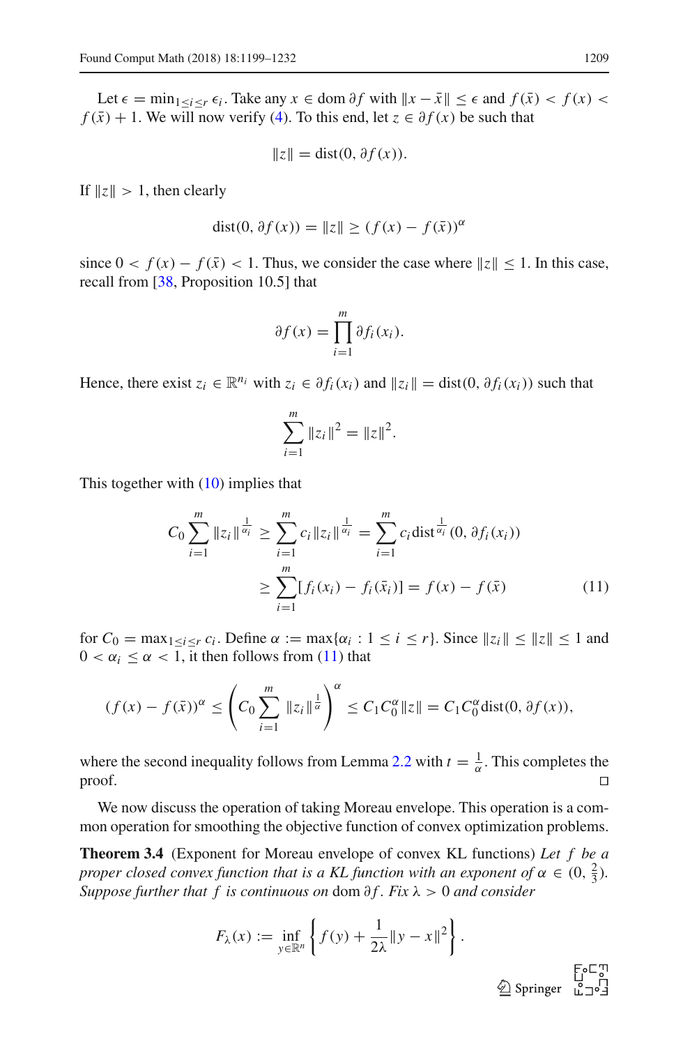Let $\epsilon = \min_{1 \le i \le r} \epsilon_i$. Take any $x \in \operatorname{dom} \partial f$ with $\|x - \bar{x}\| \le \epsilon$ and $f(\bar{x}) < f(x) < f(\bar{x}) + 1$. We will now verify (4). To this end, let $z \in \partial f(x)$ be such that

$$\|z\| = \operatorname{dist}(0, \partial f(x)).$$

If $\|z\| > 1$, then clearly

$$\operatorname{dist}(0, \partial f(x)) = \|z\| \ge (f(x) - f(\bar{x}))^{\alpha}$$

since $0 < f(x) - f(\bar{x}) < 1$. Thus, we consider the case where $\|z\| \le 1$. In this case, recall from [38, Proposition 10.5] that

$$\partial f(x) = \prod_{i=1}^{m} \partial f_i(x_i).$$

Hence, there exist $z_i \in \mathbb{R}^{n_i}$ with $z_i \in \partial f_i(x_i)$ and $\|z_i\| = \operatorname{dist}(0, \partial f_i(x_i))$ such that

$$\sum_{i=1}^{m} \|z_i\|^2 = \|z\|^2.$$

This together with (10) implies that

$$\begin{aligned} C_0 \sum_{i=1}^{m} \|z_i\|^{\frac{1}{\alpha_i}} &\ge \sum_{i=1}^{m} c_i \|z_i\|^{\frac{1}{\alpha_i}} = \sum_{i=1}^{m} c_i \operatorname{dist}^{\frac{1}{\alpha_i}}(0, \partial f_i(x_i)) \\ &\ge \sum_{i=1}^{m} [f_i(x_i) - f_i(\bar{x}_i)] = f(x) - f(\bar{x}) \end{aligned} \tag{11}$$

for $C_0 = \max_{1 \le i \le r} c_i$. Define $\alpha := \max\{\alpha_i : 1 \le i \le r\}$. Since $\|z_i\| \le \|z\| \le 1$ and $0 < \alpha_i \le \alpha < 1$, it then follows from (11) that

$$(f(x) - f(\bar{x}))^{\alpha} \le \left( C_0 \sum_{i=1}^{m} \|z_i\|^{\frac{1}{\alpha}} \right)^{\alpha} \le C_1 C_0^{\alpha} \|z\| = C_1 C_0^{\alpha} \operatorname{dist}(0, \partial f(x)),$$

where the second inequality follows from Lemma 2.2 with $t = \frac{1}{\alpha}$. This completes the proof. □

We now discuss the operation of taking Moreau envelope. This operation is a common operation for smoothing the objective function of convex optimization problems.

**Theorem 3.4** (Exponent for Moreau envelope of convex KL functions) *Let $f$ be a proper closed convex function that is a KL function with an exponent of $\alpha \in (0, \frac{2}{3})$. Suppose further that $f$ is continuous on* $\operatorname{dom} \partial f$*. Fix $\lambda > 0$ and consider*

$$F_{\lambda}(x) := \inf_{y \in \mathbb{R}^n} \left\{ f(y) + \frac{1}{2\lambda} \|y - x\|^2 \right\}.$$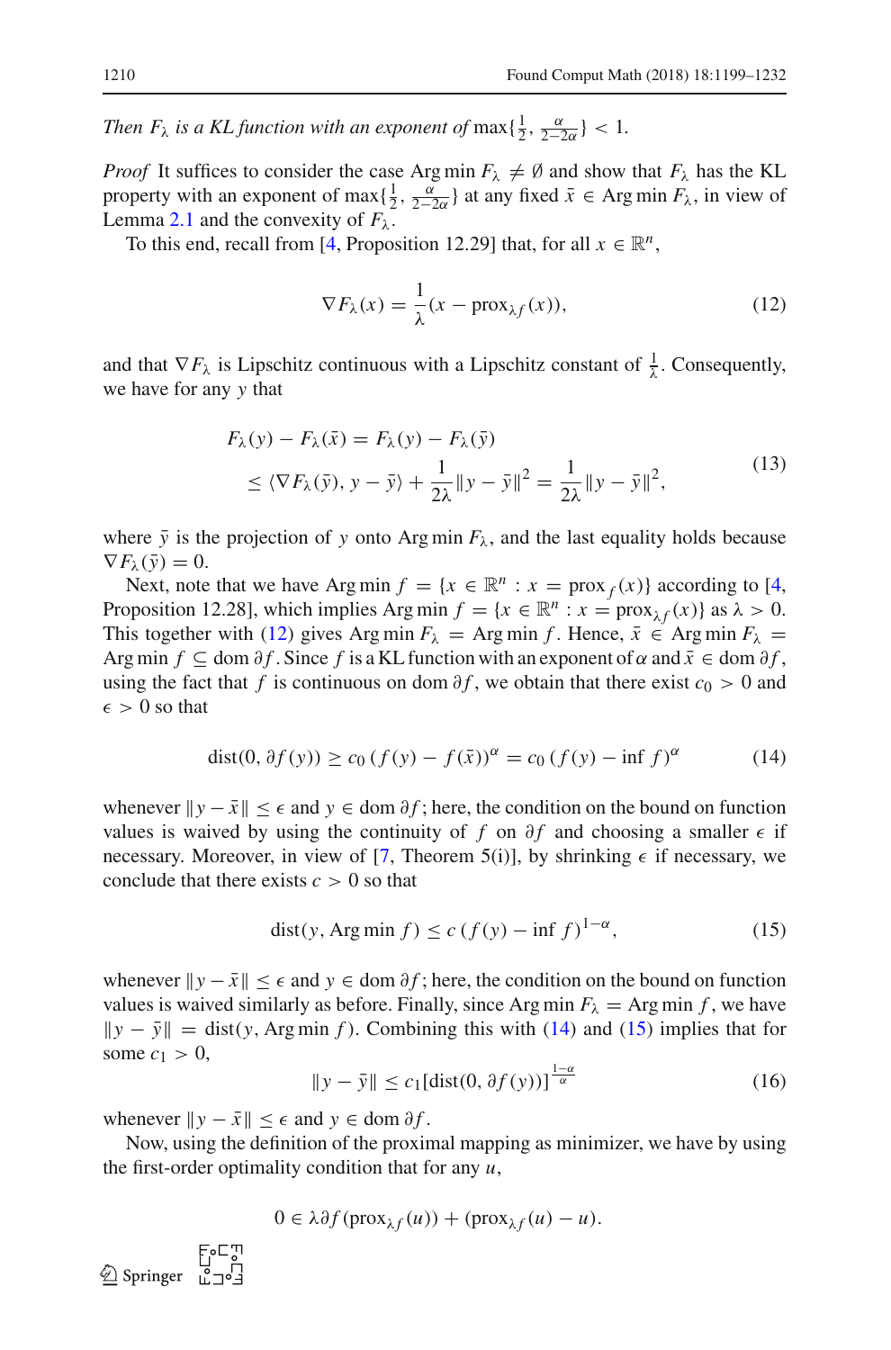*Then* $F_\lambda$ *is a KL function with an exponent of* $\max\{\frac{1}{2}, \frac{\alpha}{2-2\alpha}\} < 1$.

*Proof* It suffices to consider the case $\operatorname{Arg\,min} F_\lambda \neq \emptyset$ and show that $F_\lambda$ has the KL property with an exponent of $\max\{\frac{1}{2}, \frac{\alpha}{2-2\alpha}\}$ at any fixed $\bar{x} \in \operatorname{Arg\,min} F_\lambda$, in view of Lemma 2.1 and the convexity of $F_\lambda$.

To this end, recall from [4, Proposition 12.29] that, for all $x \in \mathbb{R}^n$,

$$\nabla F_\lambda(x) = \frac{1}{\lambda}(x - \operatorname{prox}_{\lambda f}(x)), \tag{12}$$

and that $\nabla F_\lambda$ is Lipschitz continuous with a Lipschitz constant of $\frac{1}{\lambda}$. Consequently, we have for any $y$ that

$$\begin{aligned} F_\lambda(y) - F_\lambda(\bar{x}) &= F_\lambda(y) - F_\lambda(\bar{y}) \\ &\leq \langle \nabla F_\lambda(\bar{y}), y - \bar{y} \rangle + \frac{1}{2\lambda}\|y - \bar{y}\|^2 = \frac{1}{2\lambda}\|y - \bar{y}\|^2, \end{aligned} \tag{13}$$

where $\bar{y}$ is the projection of $y$ onto $\operatorname{Arg\,min} F_\lambda$, and the last equality holds because $\nabla F_\lambda(\bar{y}) = 0$.

Next, note that we have $\operatorname{Arg\,min} f = \{x \in \mathbb{R}^n : x = \operatorname{prox}_f(x)\}$ according to [4, Proposition 12.28], which implies $\operatorname{Arg\,min} f = \{x \in \mathbb{R}^n : x = \operatorname{prox}_{\lambda f}(x)\}$ as $\lambda > 0$. This together with (12) gives $\operatorname{Arg\,min} F_\lambda = \operatorname{Arg\,min} f$. Hence, $\bar{x} \in \operatorname{Arg\,min} F_\lambda = \operatorname{Arg\,min} f \subseteq \operatorname{dom} \partial f$. Since $f$ is a KL function with an exponent of $\alpha$ and $\bar{x} \in \operatorname{dom} \partial f$, using the fact that $f$ is continuous on $\operatorname{dom} \partial f$, we obtain that there exist $c_0 > 0$ and $\epsilon > 0$ so that

$$\operatorname{dist}(0, \partial f(y)) \geq c_0 \,(f(y) - f(\bar{x}))^\alpha = c_0 \,(f(y) - \inf f)^\alpha \tag{14}$$

whenever $\|y - \bar{x}\| \leq \epsilon$ and $y \in \operatorname{dom} \partial f$; here, the condition on the bound on function values is waived by using the continuity of $f$ on $\partial f$ and choosing a smaller $\epsilon$ if necessary. Moreover, in view of [7, Theorem 5(i)], by shrinking $\epsilon$ if necessary, we conclude that there exists $c > 0$ so that

$$\operatorname{dist}(y, \operatorname{Arg\,min} f) \leq c \,(f(y) - \inf f)^{1-\alpha}, \tag{15}$$

whenever $\|y - \bar{x}\| \leq \epsilon$ and $y \in \operatorname{dom} \partial f$; here, the condition on the bound on function values is waived similarly as before. Finally, since $\operatorname{Arg\,min} F_\lambda = \operatorname{Arg\,min} f$, we have $\|y - \bar{y}\| = \operatorname{dist}(y, \operatorname{Arg\,min} f)$. Combining this with (14) and (15) implies that for some $c_1 > 0$,

$$\|y - \bar{y}\| \leq c_1 [\operatorname{dist}(0, \partial f(y))]^{\frac{1-\alpha}{\alpha}} \tag{16}$$

whenever $\|y - \bar{x}\| \leq \epsilon$ and $y \in \operatorname{dom} \partial f$.

Now, using the definition of the proximal mapping as minimizer, we have by using the first-order optimality condition that for any $u$,

$$0 \in \lambda \partial f(\operatorname{prox}_{\lambda f}(u)) + (\operatorname{prox}_{\lambda f}(u) - u).$$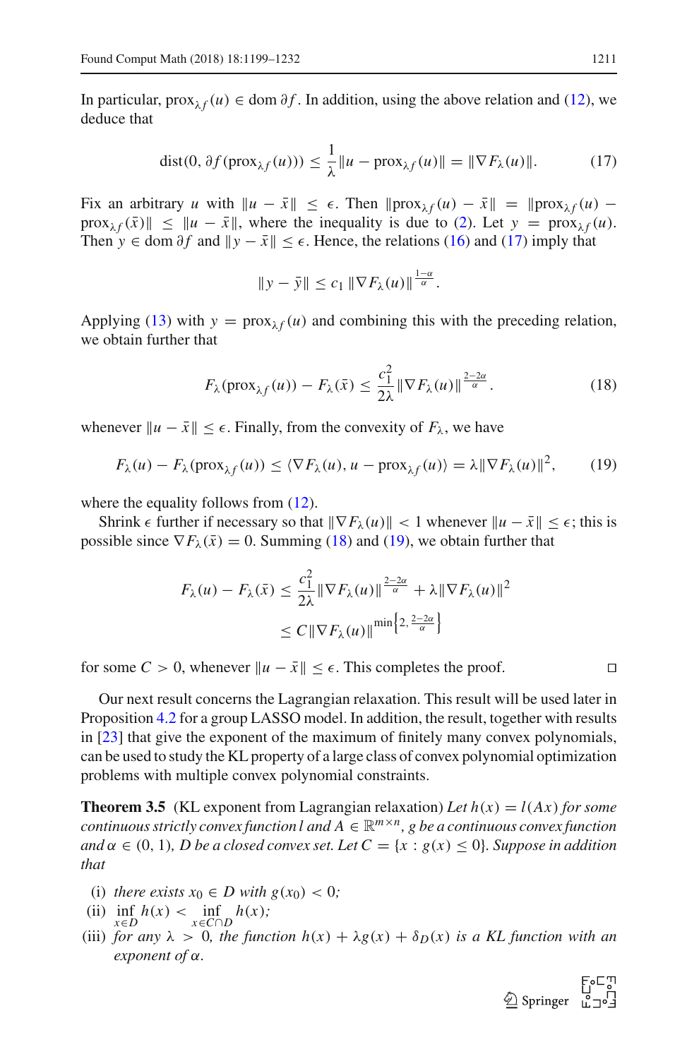In particular, $\text{prox}_{\lambda f}(u) \in \text{dom}\, \partial f$. In addition, using the above relation and (12), we deduce that

$$\text{dist}(0, \partial f(\text{prox}_{\lambda f}(u))) \leq \frac{1}{\lambda}\|u - \text{prox}_{\lambda f}(u)\| = \|\nabla F_\lambda(u)\|. \tag{17}$$

Fix an arbitrary $u$ with $\|u - \bar{x}\| \leq \epsilon$. Then $\|\text{prox}_{\lambda f}(u) - \bar{x}\| = \|\text{prox}_{\lambda f}(u) - \text{prox}_{\lambda f}(\bar{x})\| \leq \|u - \bar{x}\|$, where the inequality is due to (2). Let $y = \text{prox}_{\lambda f}(u)$. Then $y \in \text{dom}\, \partial f$ and $\|y - \bar{x}\| \leq \epsilon$. Hence, the relations (16) and (17) imply that

$$\|y - \bar{y}\| \leq c_1 \|\nabla F_\lambda(u)\|^{\frac{1-\alpha}{\alpha}}.$$

Applying (13) with $y = \text{prox}_{\lambda f}(u)$ and combining this with the preceding relation, we obtain further that

$$F_\lambda(\text{prox}_{\lambda f}(u)) - F_\lambda(\bar{x}) \leq \frac{c_1^2}{2\lambda}\|\nabla F_\lambda(u)\|^{\frac{2-2\alpha}{\alpha}}. \tag{18}$$

whenever $\|u - \bar{x}\| \leq \epsilon$. Finally, from the convexity of $F_\lambda$, we have

$$F_\lambda(u) - F_\lambda(\text{prox}_{\lambda f}(u)) \leq \langle \nabla F_\lambda(u), u - \text{prox}_{\lambda f}(u)\rangle = \lambda\|\nabla F_\lambda(u)\|^2, \tag{19}$$

where the equality follows from (12).

Shrink $\epsilon$ further if necessary so that $\|\nabla F_\lambda(u)\| < 1$ whenever $\|u - \bar{x}\| \leq \epsilon$; this is possible since $\nabla F_\lambda(\bar{x}) = 0$. Summing (18) and (19), we obtain further that

$$\begin{aligned} F_\lambda(u) - F_\lambda(\bar{x}) &\leq \frac{c_1^2}{2\lambda}\|\nabla F_\lambda(u)\|^{\frac{2-2\alpha}{\alpha}} + \lambda\|\nabla F_\lambda(u)\|^2 \\ &\leq C\|\nabla F_\lambda(u)\|^{\min\left\{2, \frac{2-2\alpha}{\alpha}\right\}} \end{aligned}$$

for some $C > 0$, whenever $\|u - \bar{x}\| \leq \epsilon$. This completes the proof. $\square$

Our next result concerns the Lagrangian relaxation. This result will be used later in Proposition 4.2 for a group LASSO model. In addition, the result, together with results in [23] that give the exponent of the maximum of finitely many convex polynomials, can be used to study the KL property of a large class of convex polynomial optimization problems with multiple convex polynomial constraints.

**Theorem 3.5** (KL exponent from Lagrangian relaxation) *Let $h(x) = l(Ax)$ for some continuous strictly convex function $l$ and $A \in \mathbb{R}^{m\times n}$, $g$ be a continuous convex function and $\alpha \in (0, 1)$, $D$ be a closed convex set. Let $C = \{x : g(x) \leq 0\}$. Suppose in addition that*

- (i) *there exists $x_0 \in D$ with $g(x_0) < 0$;*
- (ii) $\inf_{x\in D} h(x) < \inf_{x\in C\cap D} h(x)$*;*
- (iii) *for any $\lambda > 0$, the function $h(x) + \lambda g(x) + \delta_D(x)$ is a KL function with an exponent of $\alpha$.*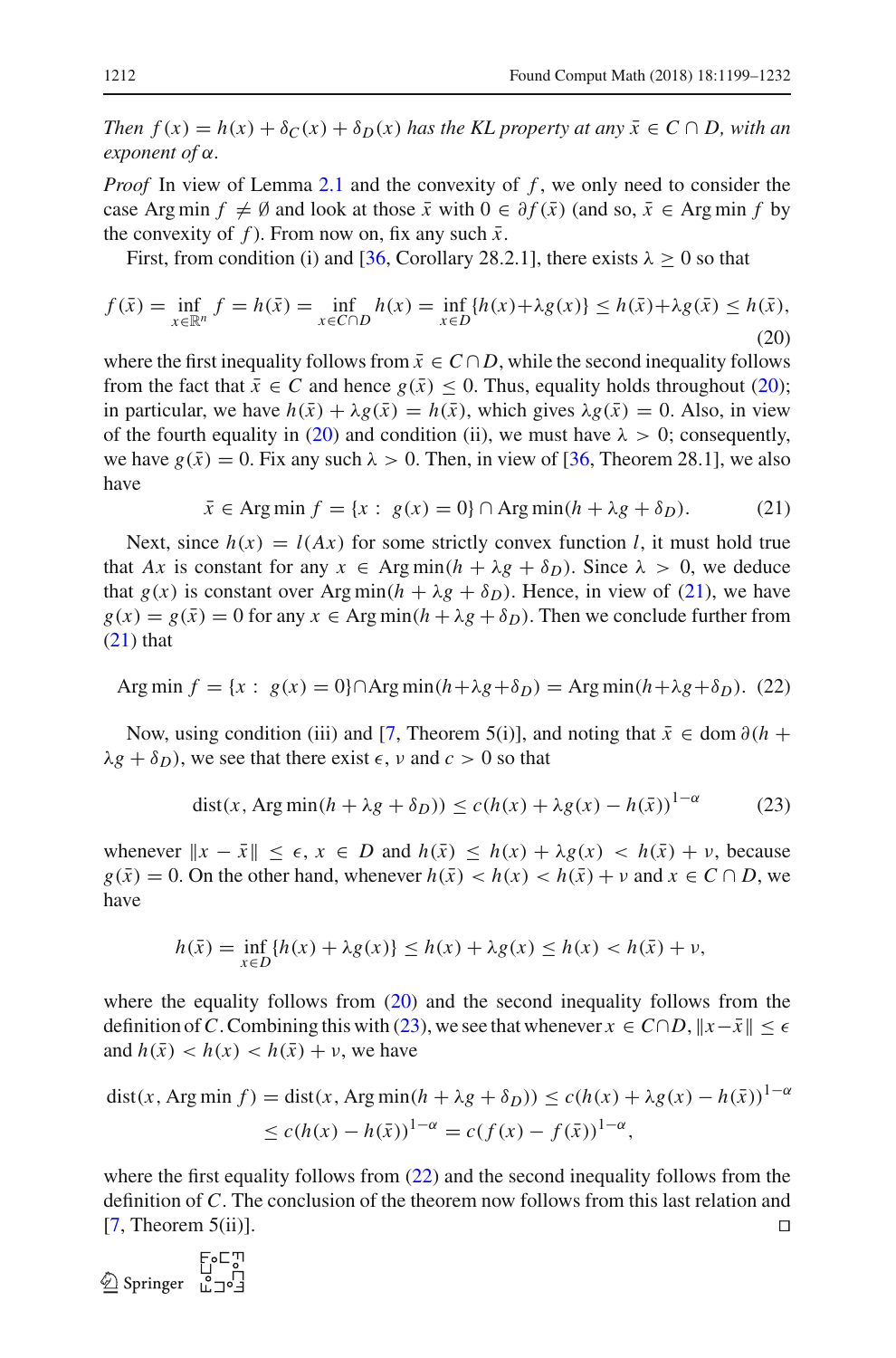*Then* $f(x) = h(x) + \delta_C(x) + \delta_D(x)$ *has the KL property at any* $\bar{x} \in C \cap D$*, with an exponent of* $\alpha$.

*Proof* In view of Lemma 2.1 and the convexity of $f$, we only need to consider the case $\operatorname{Arg\,min} f \neq \emptyset$ and look at those $\bar{x}$ with $0 \in \partial f(\bar{x})$ (and so, $\bar{x} \in \operatorname{Arg\,min} f$ by the convexity of $f$). From now on, fix any such $\bar{x}$.

First, from condition (i) and [36, Corollary 28.2.1], there exists $\lambda \geq 0$ so that

$$f(\bar{x}) = \inf_{x \in \mathbb{R}^n} f = h(\bar{x}) = \inf_{x \in C \cap D} h(x) = \inf_{x \in D} \{h(x) + \lambda g(x)\} \leq h(\bar{x}) + \lambda g(\bar{x}) \leq h(\bar{x}), \tag{20}$$

where the first inequality follows from $\bar{x} \in C \cap D$, while the second inequality follows from the fact that $\bar{x} \in C$ and hence $g(\bar{x}) \leq 0$. Thus, equality holds throughout (20); in particular, we have $h(\bar{x}) + \lambda g(\bar{x}) = h(\bar{x})$, which gives $\lambda g(\bar{x}) = 0$. Also, in view of the fourth equality in (20) and condition (ii), we must have $\lambda > 0$; consequently, we have $g(\bar{x}) = 0$. Fix any such $\lambda > 0$. Then, in view of [36, Theorem 28.1], we also have

$$\bar{x} \in \operatorname{Arg\,min} f = \{x : \ g(x) = 0\} \cap \operatorname{Arg\,min}(h + \lambda g + \delta_D). \tag{21}$$

Next, since $h(x) = l(Ax)$ for some strictly convex function $l$, it must hold true that $Ax$ is constant for any $x \in \operatorname{Arg\,min}(h + \lambda g + \delta_D)$. Since $\lambda > 0$, we deduce that $g(x)$ is constant over $\operatorname{Arg\,min}(h + \lambda g + \delta_D)$. Hence, in view of (21), we have $g(x) = g(\bar{x}) = 0$ for any $x \in \operatorname{Arg\,min}(h + \lambda g + \delta_D)$. Then we conclude further from (21) that

$$\operatorname{Arg\,min} f = \{x : \ g(x) = 0\} \cap \operatorname{Arg\,min}(h + \lambda g + \delta_D) = \operatorname{Arg\,min}(h + \lambda g + \delta_D). \tag{22}$$

Now, using condition (iii) and [7, Theorem 5(i)], and noting that $\bar{x} \in \operatorname{dom} \partial(h + \lambda g + \delta_D)$, we see that there exist $\epsilon$, $\nu$ and $c > 0$ so that

$$\operatorname{dist}(x, \operatorname{Arg\,min}(h + \lambda g + \delta_D)) \leq c(h(x) + \lambda g(x) - h(\bar{x}))^{1-\alpha} \tag{23}$$

whenever $\|x - \bar{x}\| \leq \epsilon$, $x \in D$ and $h(\bar{x}) \leq h(x) + \lambda g(x) < h(\bar{x}) + \nu$, because $g(\bar{x}) = 0$. On the other hand, whenever $h(\bar{x}) < h(x) < h(\bar{x}) + \nu$ and $x \in C \cap D$, we have

$$h(\bar{x}) = \inf_{x \in D} \{h(x) + \lambda g(x)\} \leq h(x) + \lambda g(x) \leq h(x) < h(\bar{x}) + \nu,$$

where the equality follows from (20) and the second inequality follows from the definition of $C$. Combining this with (23), we see that whenever $x \in C \cap D$, $\|x - \bar{x}\| \leq \epsilon$ and $h(\bar{x}) < h(x) < h(\bar{x}) + \nu$, we have

$$\begin{aligned}
\operatorname{dist}(x, \operatorname{Arg\,min} f) &= \operatorname{dist}(x, \operatorname{Arg\,min}(h + \lambda g + \delta_D)) \leq c(h(x) + \lambda g(x) - h(\bar{x}))^{1-\alpha} \\
&\leq c(h(x) - h(\bar{x}))^{1-\alpha} = c(f(x) - f(\bar{x}))^{1-\alpha},
\end{aligned}$$

where the first equality follows from (22) and the second inequality follows from the definition of $C$. The conclusion of the theorem now follows from this last relation and [7, Theorem 5(ii)]. □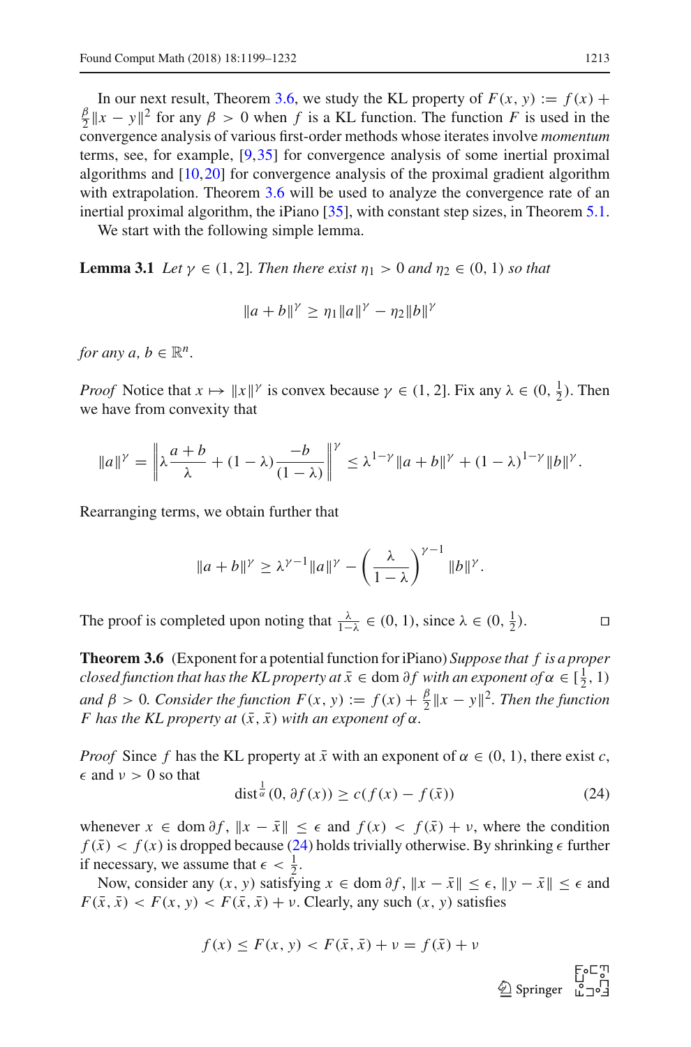In our next result, Theorem 3.6, we study the KL property of $F(x, y) := f(x) + \frac{\beta}{2}\|x - y\|^2$ for any $\beta > 0$ when $f$ is a KL function. The function $F$ is used in the convergence analysis of various first-order methods whose iterates involve *momentum* terms, see, for example, [9,35] for convergence analysis of some inertial proximal algorithms and [10,20] for convergence analysis of the proximal gradient algorithm with extrapolation. Theorem 3.6 will be used to analyze the convergence rate of an inertial proximal algorithm, the iPiano [35], with constant step sizes, in Theorem 5.1.

We start with the following simple lemma.

**Lemma 3.1** *Let $\gamma \in (1, 2]$. Then there exist $\eta_1 > 0$ and $\eta_2 \in (0, 1)$ so that*

$$\|a + b\|^\gamma \geq \eta_1 \|a\|^\gamma - \eta_2 \|b\|^\gamma$$

*for any $a, b \in \mathbb{R}^n$.*

*Proof* Notice that $x \mapsto \|x\|^\gamma$ is convex because $\gamma \in (1, 2]$. Fix any $\lambda \in (0, \frac{1}{2})$. Then we have from convexity that

$$\|a\|^\gamma = \left\|\lambda \frac{a+b}{\lambda} + (1-\lambda)\frac{-b}{(1-\lambda)}\right\|^\gamma \leq \lambda^{1-\gamma}\|a+b\|^\gamma + (1-\lambda)^{1-\gamma}\|b\|^\gamma.$$

Rearranging terms, we obtain further that

$$\|a + b\|^\gamma \geq \lambda^{\gamma-1}\|a\|^\gamma - \left(\frac{\lambda}{1-\lambda}\right)^{\gamma-1}\|b\|^\gamma.$$

The proof is completed upon noting that $\frac{\lambda}{1-\lambda} \in (0, 1)$, since $\lambda \in (0, \frac{1}{2})$. ◻

**Theorem 3.6** (Exponent for a potential function for iPiano) *Suppose that $f$ is a proper closed function that has the KL property at $\bar{x} \in \operatorname{dom} \partial f$ with an exponent of $\alpha \in [\frac{1}{2}, 1)$ and $\beta > 0$. Consider the function $F(x, y) := f(x) + \frac{\beta}{2}\|x - y\|^2$. Then the function $F$ has the KL property at $(\bar{x}, \bar{x})$ with an exponent of $\alpha$.*

*Proof* Since $f$ has the KL property at $\bar{x}$ with an exponent of $\alpha \in (0, 1)$, there exist $c$, $\epsilon$ and $\nu > 0$ so that

$$\operatorname{dist}^{\frac{1}{\alpha}}(0, \partial f(x)) \geq c(f(x) - f(\bar{x})) \tag{24}$$

whenever $x \in \operatorname{dom} \partial f$, $\|x - \bar{x}\| \leq \epsilon$ and $f(x) < f(\bar{x}) + \nu$, where the condition $f(\bar{x}) < f(x)$ is dropped because (24) holds trivially otherwise. By shrinking $\epsilon$ further if necessary, we assume that $\epsilon < \frac{1}{2}$.

Now, consider any $(x, y)$ satisfying $x \in \operatorname{dom} \partial f$, $\|x - \bar{x}\| \leq \epsilon$, $\|y - \bar{x}\| \leq \epsilon$ and $F(\bar{x}, \bar{x}) < F(x, y) < F(\bar{x}, \bar{x}) + \nu$. Clearly, any such $(x, y)$ satisfies

$$f(x) \leq F(x, y) < F(\bar{x}, \bar{x}) + \nu = f(\bar{x}) + \nu$$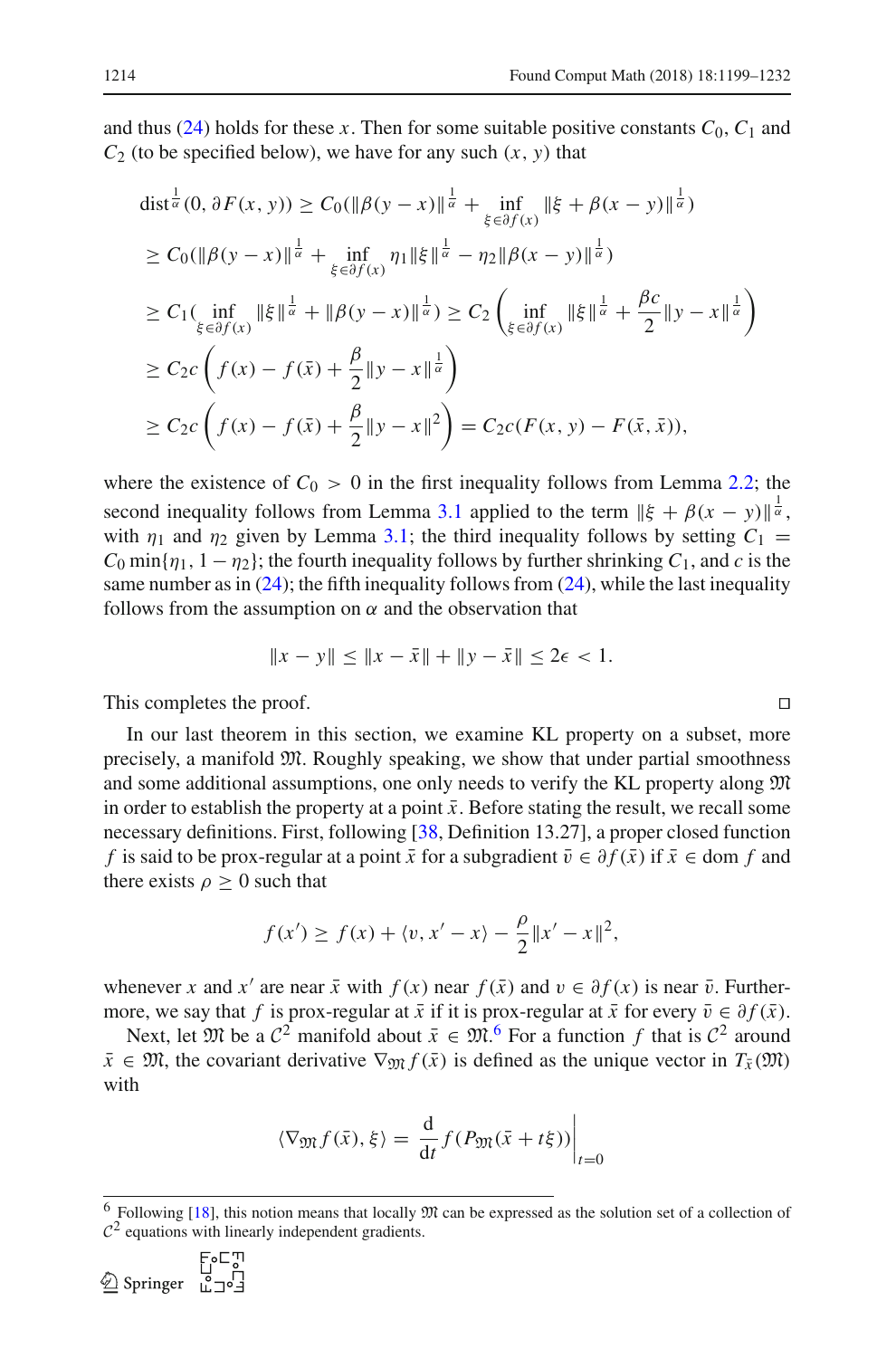and thus (24) holds for these $x$. Then for some suitable positive constants $C_0$, $C_1$ and $C_2$ (to be specified below), we have for any such $(x, y)$ that

$$
\begin{aligned}
&\operatorname{dist}^{\frac{1}{\alpha}}(0, \partial F(x, y)) \geq C_0(\|\beta(y-x)\|^{\frac{1}{\alpha}} + \inf_{\xi \in \partial f(x)} \|\xi + \beta(x-y)\|^{\frac{1}{\alpha}}) \\
&\geq C_0(\|\beta(y-x)\|^{\frac{1}{\alpha}} + \inf_{\xi \in \partial f(x)} \eta_1 \|\xi\|^{\frac{1}{\alpha}} - \eta_2 \|\beta(x-y)\|^{\frac{1}{\alpha}}) \\
&\geq C_1(\inf_{\xi \in \partial f(x)} \|\xi\|^{\frac{1}{\alpha}} + \|\beta(y-x)\|^{\frac{1}{\alpha}}) \geq C_2\left(\inf_{\xi \in \partial f(x)} \|\xi\|^{\frac{1}{\alpha}} + \frac{\beta c}{2}\|y-x\|^{\frac{1}{\alpha}}\right) \\
&\geq C_2 c\left(f(x) - f(\bar{x}) + \frac{\beta}{2}\|y-x\|^{\frac{1}{\alpha}}\right) \\
&\geq C_2 c\left(f(x) - f(\bar{x}) + \frac{\beta}{2}\|y-x\|^2\right) = C_2 c(F(x, y) - F(\bar{x}, \bar{x})),
\end{aligned}
$$

where the existence of $C_0 > 0$ in the first inequality follows from Lemma 2.2; the second inequality follows from Lemma 3.1 applied to the term $\|\xi + \beta(x-y)\|^{\frac{1}{\alpha}}$, with $\eta_1$ and $\eta_2$ given by Lemma 3.1; the third inequality follows by setting $C_1 = C_0 \min\{\eta_1, 1-\eta_2\}$; the fourth inequality follows by further shrinking $C_1$, and $c$ is the same number as in (24); the fifth inequality follows from (24), while the last inequality follows from the assumption on $\alpha$ and the observation that

$$
\|x - y\| \leq \|x - \bar{x}\| + \|y - \bar{x}\| \leq 2\epsilon < 1.
$$

This completes the proof. □

In our last theorem in this section, we examine KL property on a subset, more precisely, a manifold $\mathfrak{M}$. Roughly speaking, we show that under partial smoothness and some additional assumptions, one only needs to verify the KL property along $\mathfrak{M}$ in order to establish the property at a point $\bar{x}$. Before stating the result, we recall some necessary definitions. First, following [38, Definition 13.27], a proper closed function $f$ is said to be prox-regular at a point $\bar{x}$ for a subgradient $\bar{v} \in \partial f(\bar{x})$ if $\bar{x} \in \operatorname{dom} f$ and there exists $\rho \geq 0$ such that

$$
f(x') \geq f(x) + \langle v, x' - x\rangle - \frac{\rho}{2}\|x' - x\|^2,
$$

whenever $x$ and $x'$ are near $\bar{x}$ with $f(x)$ near $f(\bar{x})$ and $v \in \partial f(x)$ is near $\bar{v}$. Furthermore, we say that $f$ is prox-regular at $\bar{x}$ if it is prox-regular at $\bar{x}$ for every $\bar{v} \in \partial f(\bar{x})$.

Next, let $\mathfrak{M}$ be a $\mathcal{C}^2$ manifold about $\bar{x} \in \mathfrak{M}$.[6] For a function $f$ that is $\mathcal{C}^2$ around $\bar{x} \in \mathfrak{M}$, the covariant derivative $\nabla_{\mathfrak{M}} f(\bar{x})$ is defined as the unique vector in $T_{\bar{x}}(\mathfrak{M})$ with

$$
\langle \nabla_{\mathfrak{M}} f(\bar{x}), \xi\rangle = \frac{\mathrm{d}}{\mathrm{d}t} f(P_{\mathfrak{M}}(\bar{x} + t\xi))\bigg|_{t=0}
$$

[6] Following [18], this notion means that locally $\mathfrak{M}$ can be expressed as the solution set of a collection of $\mathcal{C}^2$ equations with linearly independent gradients.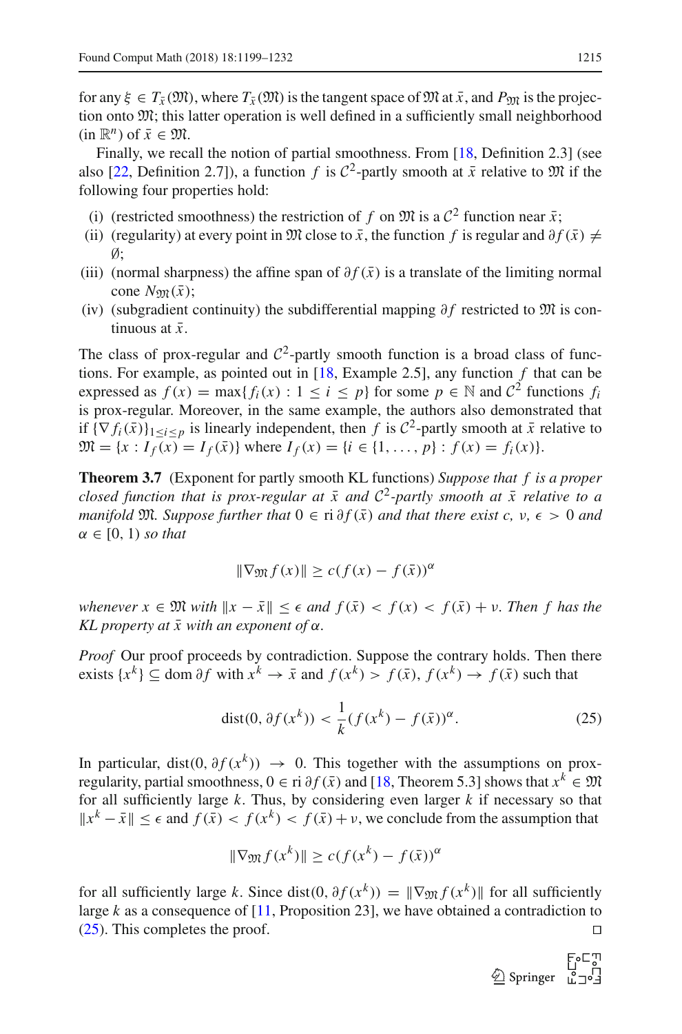for any $\xi \in T_{\bar{x}}(\mathfrak{M})$, where $T_{\bar{x}}(\mathfrak{M})$ is the tangent space of $\mathfrak{M}$ at $\bar{x}$, and $P_{\mathfrak{M}}$ is the projection onto $\mathfrak{M}$; this latter operation is well defined in a sufficiently small neighborhood (in $\mathbb{R}^n$) of $\bar{x} \in \mathfrak{M}$.

Finally, we recall the notion of partial smoothness. From [18, Definition 2.3] (see also [22, Definition 2.7]), a function $f$ is $\mathcal{C}^2$-partly smooth at $\bar{x}$ relative to $\mathfrak{M}$ if the following four properties hold:

- (i) (restricted smoothness) the restriction of $f$ on $\mathfrak{M}$ is a $\mathcal{C}^2$ function near $\bar{x}$;
- (ii) (regularity) at every point in $\mathfrak{M}$ close to $\bar{x}$, the function $f$ is regular and $\partial f(\bar{x}) \neq \emptyset$;
- (iii) (normal sharpness) the affine span of $\partial f(\bar{x})$ is a translate of the limiting normal cone $N_{\mathfrak{M}}(\bar{x})$;
- (iv) (subgradient continuity) the subdifferential mapping $\partial f$ restricted to $\mathfrak{M}$ is continuous at $\bar{x}$.

The class of prox-regular and $\mathcal{C}^2$-partly smooth function is a broad class of functions. For example, as pointed out in [18, Example 2.5], any function $f$ that can be expressed as $f(x) = \max\{f_i(x) : 1 \leq i \leq p\}$ for some $p \in \mathbb{N}$ and $\mathcal{C}^2$ functions $f_i$ is prox-regular. Moreover, in the same example, the authors also demonstrated that if $\{\nabla f_i(\bar{x})\}_{1 \leq i \leq p}$ is linearly independent, then $f$ is $\mathcal{C}^2$-partly smooth at $\bar{x}$ relative to $\mathfrak{M} = \{x : I_f(x) = I_f(\bar{x})\}$ where $I_f(x) = \{i \in \{1, \ldots, p\} : f(x) = f_i(x)\}$.

**Theorem 3.7** (Exponent for partly smooth KL functions) *Suppose that $f$ is a proper closed function that is prox-regular at $\bar{x}$ and $\mathcal{C}^2$-partly smooth at $\bar{x}$ relative to a manifold $\mathfrak{M}$. Suppose further that $0 \in \operatorname{ri} \partial f(\bar{x})$ and that there exist $c, \nu, \epsilon > 0$ and $\alpha \in [0, 1)$ so that*

$$\|\nabla_{\mathfrak{M}} f(x)\| \geq c(f(x) - f(\bar{x}))^{\alpha}$$

*whenever $x \in \mathfrak{M}$ with $\|x - \bar{x}\| \leq \epsilon$ and $f(\bar{x}) < f(x) < f(\bar{x}) + \nu$. Then $f$ has the KL property at $\bar{x}$ with an exponent of $\alpha$.*

*Proof* Our proof proceeds by contradiction. Suppose the contrary holds. Then there exists $\{x^k\} \subseteq \operatorname{dom} \partial f$ with $x^k \to \bar{x}$ and $f(x^k) > f(\bar{x})$, $f(x^k) \to f(\bar{x})$ such that

$$\operatorname{dist}(0, \partial f(x^k)) < \frac{1}{k}(f(x^k) - f(\bar{x}))^{\alpha}. \tag{25}$$

In particular, $\operatorname{dist}(0, \partial f(x^k)) \to 0$. This together with the assumptions on prox-regularity, partial smoothness, $0 \in \operatorname{ri} \partial f(\bar{x})$ and [18, Theorem 5.3] shows that $x^k \in \mathfrak{M}$ for all sufficiently large $k$. Thus, by considering even larger $k$ if necessary so that $\|x^k - \bar{x}\| \leq \epsilon$ and $f(\bar{x}) < f(x^k) < f(\bar{x}) + \nu$, we conclude from the assumption that

$$\|\nabla_{\mathfrak{M}} f(x^k)\| \geq c(f(x^k) - f(\bar{x}))^{\alpha}$$

for all sufficiently large $k$. Since $\operatorname{dist}(0, \partial f(x^k)) = \|\nabla_{\mathfrak{M}} f(x^k)\|$ for all sufficiently large $k$ as a consequence of [11, Proposition 23], we have obtained a contradiction to (25). This completes the proof. □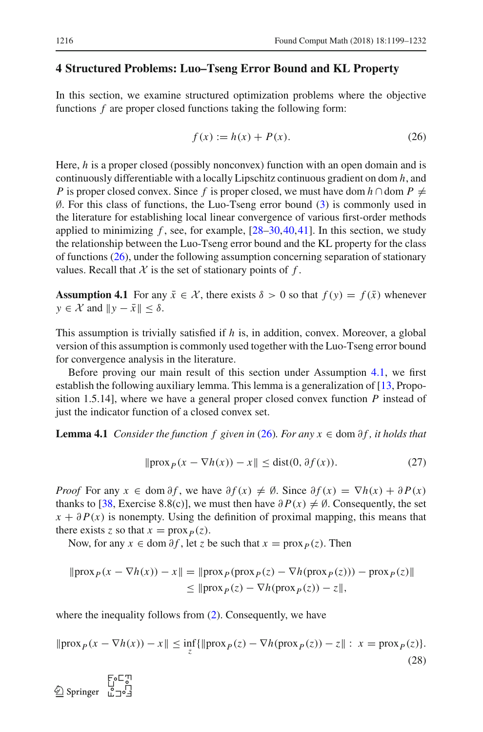## 4 Structured Problems: Luo–Tseng Error Bound and KL Property

In this section, we examine structured optimization problems where the objective functions $f$ are proper closed functions taking the following form:

$$f(x) := h(x) + P(x). \tag{26}$$

Here, $h$ is a proper closed (possibly nonconvex) function with an open domain and is continuously differentiable with a locally Lipschitz continuous gradient on $\operatorname{dom} h$, and $P$ is proper closed convex. Since $f$ is proper closed, we must have $\operatorname{dom} h \cap \operatorname{dom} P \neq \emptyset$. For this class of functions, the Luo-Tseng error bound (3) is commonly used in the literature for establishing local linear convergence of various first-order methods applied to minimizing $f$, see, for example, [28–30,40,41]. In this section, we study the relationship between the Luo-Tseng error bound and the KL property for the class of functions (26), under the following assumption concerning separation of stationary values. Recall that $\mathcal{X}$ is the set of stationary points of $f$.

**Assumption 4.1** For any $\bar{x} \in \mathcal{X}$, there exists $\delta > 0$ so that $f(y) = f(\bar{x})$ whenever $y \in \mathcal{X}$ and $\|y - \bar{x}\| \leq \delta$.

This assumption is trivially satisfied if $h$ is, in addition, convex. Moreover, a global version of this assumption is commonly used together with the Luo-Tseng error bound for convergence analysis in the literature.

Before proving our main result of this section under Assumption 4.1, we first establish the following auxiliary lemma. This lemma is a generalization of [13, Proposition 1.5.14], where we have a general proper closed convex function $P$ instead of just the indicator function of a closed convex set.

**Lemma 4.1** *Consider the function $f$ given in (26). For any $x \in \operatorname{dom} \partial f$, it holds that*

$$\|\operatorname{prox}_P(x - \nabla h(x)) - x\| \leq \operatorname{dist}(0, \partial f(x)). \tag{27}$$

*Proof* For any $x \in \operatorname{dom} \partial f$, we have $\partial f(x) \neq \emptyset$. Since $\partial f(x) = \nabla h(x) + \partial P(x)$ thanks to [38, Exercise 8.8(c)], we must then have $\partial P(x) \neq \emptyset$. Consequently, the set $x + \partial P(x)$ is nonempty. Using the definition of proximal mapping, this means that there exists $z$ so that $x = \operatorname{prox}_P(z)$.

Now, for any $x \in \operatorname{dom} \partial f$, let $z$ be such that $x = \operatorname{prox}_P(z)$. Then

$$\begin{aligned}\|\operatorname{prox}_P(x - \nabla h(x)) - x\| &= \|\operatorname{prox}_P(\operatorname{prox}_P(z) - \nabla h(\operatorname{prox}_P(z))) - \operatorname{prox}_P(z)\| \\ &\leq \|\operatorname{prox}_P(z) - \nabla h(\operatorname{prox}_P(z)) - z\|,\end{aligned}$$

where the inequality follows from (2). Consequently, we have

$$\|\operatorname{prox}_P(x - \nabla h(x)) - x\| \leq \inf_z\{\|\operatorname{prox}_P(z) - \nabla h(\operatorname{prox}_P(z)) - z\| : \; x = \operatorname{prox}_P(z)\}. \tag{28}$$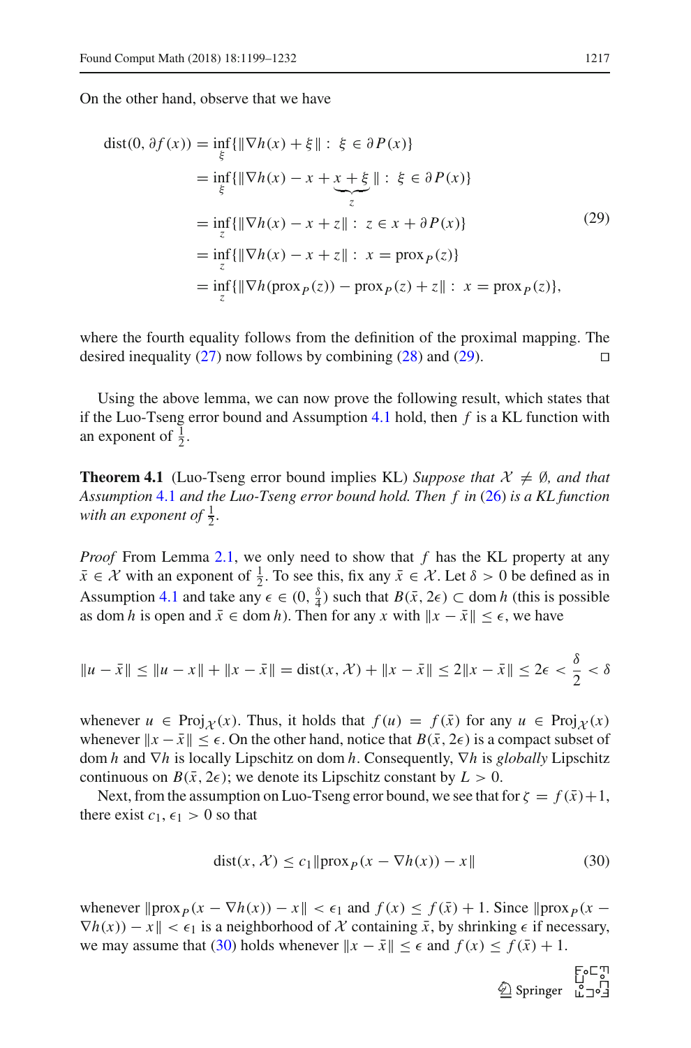On the other hand, observe that we have

$$
\begin{aligned}
\operatorname{dist}(0, \partial f(x)) &= \inf_{\xi}\{\|\nabla h(x) + \xi\| : \ \xi \in \partial P(x)\} \\
&= \inf_{\xi}\{\|\nabla h(x) - x + \underbrace{x + \xi}_{z}\| : \ \xi \in \partial P(x)\} \\
&= \inf_{z}\{\|\nabla h(x) - x + z\| : \ z \in x + \partial P(x)\} \\
&= \inf_{z}\{\|\nabla h(x) - x + z\| : \ x = \operatorname{prox}_P(z)\} \\
&= \inf_{z}\{\|\nabla h(\operatorname{prox}_P(z)) - \operatorname{prox}_P(z) + z\| : \ x = \operatorname{prox}_P(z)\},
\end{aligned} \tag{29}
$$

where the fourth equality follows from the definition of the proximal mapping. The desired inequality (27) now follows by combining (28) and (29). □

Using the above lemma, we can now prove the following result, which states that if the Luo-Tseng error bound and Assumption 4.1 hold, then $f$ is a KL function with an exponent of $\frac{1}{2}$.

**Theorem 4.1** (Luo-Tseng error bound implies KL) *Suppose that $\mathcal{X} \neq \emptyset$, and that Assumption 4.1 and the Luo-Tseng error bound hold. Then $f$ in (26) is a KL function with an exponent of $\frac{1}{2}$.*

*Proof* From Lemma 2.1, we only need to show that $f$ has the KL property at any $\bar{x} \in \mathcal{X}$ with an exponent of $\frac{1}{2}$. To see this, fix any $\bar{x} \in \mathcal{X}$. Let $\delta > 0$ be defined as in Assumption 4.1 and take any $\epsilon \in (0, \frac{\delta}{4})$ such that $B(\bar{x}, 2\epsilon) \subset \operatorname{dom} h$ (this is possible as $\operatorname{dom} h$ is open and $\bar{x} \in \operatorname{dom} h$). Then for any $x$ with $\|x - \bar{x}\| \leq \epsilon$, we have

$$
\|u - \bar{x}\| \leq \|u - x\| + \|x - \bar{x}\| = \operatorname{dist}(x, \mathcal{X}) + \|x - \bar{x}\| \leq 2\|x - \bar{x}\| \leq 2\epsilon < \frac{\delta}{2} < \delta
$$

whenever $u \in \operatorname{Proj}_{\mathcal{X}}(x)$. Thus, it holds that $f(u) = f(\bar{x})$ for any $u \in \operatorname{Proj}_{\mathcal{X}}(x)$ whenever $\|x - \bar{x}\| \leq \epsilon$. On the other hand, notice that $B(\bar{x}, 2\epsilon)$ is a compact subset of $\operatorname{dom} h$ and $\nabla h$ is locally Lipschitz on $\operatorname{dom} h$. Consequently, $\nabla h$ is *globally* Lipschitz continuous on $B(\bar{x}, 2\epsilon)$; we denote its Lipschitz constant by $L > 0$.

Next, from the assumption on Luo-Tseng error bound, we see that for $\zeta = f(\bar{x}) + 1$, there exist $c_1, \epsilon_1 > 0$ so that

$$
\operatorname{dist}(x, \mathcal{X}) \leq c_1 \|\operatorname{prox}_P(x - \nabla h(x)) - x\| \tag{30}
$$

whenever $\|\operatorname{prox}_P(x - \nabla h(x)) - x\| < \epsilon_1$ and $f(x) \leq f(\bar{x}) + 1$. Since $\|\operatorname{prox}_P(x - \nabla h(x)) - x\| < \epsilon_1$ is a neighborhood of $\mathcal{X}$ containing $\bar{x}$, by shrinking $\epsilon$ if necessary, we may assume that (30) holds whenever $\|x - \bar{x}\| \leq \epsilon$ and $f(x) \leq f(\bar{x}) + 1$.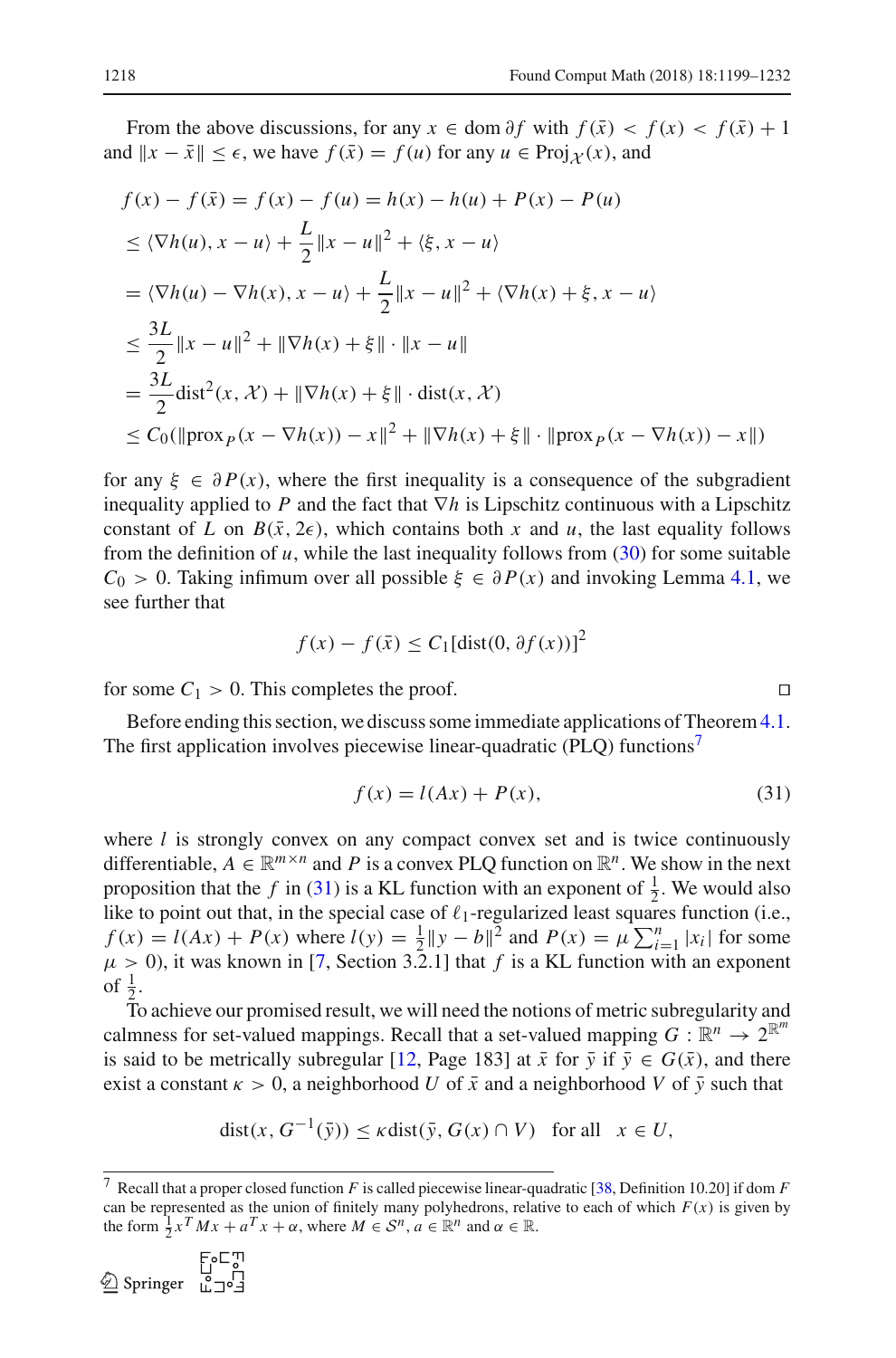From the above discussions, for any $x \in \operatorname{dom} \partial f$ with $f(\bar{x}) < f(x) < f(\bar{x}) + 1$ and $\|x - \bar{x}\| \leq \epsilon$, we have $f(\bar{x}) = f(u)$ for any $u \in \operatorname{Proj}_{\mathcal{X}}(x)$, and

$$
\begin{aligned}
f(x) - f(\bar{x}) &= f(x) - f(u) = h(x) - h(u) + P(x) - P(u) \\
&\leq \langle \nabla h(u), x - u \rangle + \frac{L}{2}\|x - u\|^2 + \langle \xi, x - u \rangle \\
&= \langle \nabla h(u) - \nabla h(x), x - u \rangle + \frac{L}{2}\|x - u\|^2 + \langle \nabla h(x) + \xi, x - u \rangle \\
&\leq \frac{3L}{2}\|x - u\|^2 + \|\nabla h(x) + \xi\| \cdot \|x - u\| \\
&= \frac{3L}{2}\operatorname{dist}^2(x, \mathcal{X}) + \|\nabla h(x) + \xi\| \cdot \operatorname{dist}(x, \mathcal{X}) \\
&\leq C_0(\|\operatorname{prox}_P(x - \nabla h(x)) - x\|^2 + \|\nabla h(x) + \xi\| \cdot \|\operatorname{prox}_P(x - \nabla h(x)) - x\|)
\end{aligned}
$$

for any $\xi \in \partial P(x)$, where the first inequality is a consequence of the subgradient inequality applied to $P$ and the fact that $\nabla h$ is Lipschitz continuous with a Lipschitz constant of $L$ on $B(\bar{x}, 2\epsilon)$, which contains both $x$ and $u$, the last equality follows from the definition of $u$, while the last inequality follows from (30) for some suitable $C_0 > 0$. Taking infimum over all possible $\xi \in \partial P(x)$ and invoking Lemma 4.1, we see further that

$$
f(x) - f(\bar{x}) \leq C_1[\operatorname{dist}(0, \partial f(x))]^2
$$

for some $C_1 > 0$. This completes the proof. □

Before ending this section, we discuss some immediate applications of Theorem 4.1. The first application involves piecewise linear-quadratic (PLQ) functions[7]

$$
f(x) = l(Ax) + P(x), \tag{31}
$$

where $l$ is strongly convex on any compact convex set and is twice continuously differentiable, $A \in \mathbb{R}^{m \times n}$ and $P$ is a convex PLQ function on $\mathbb{R}^n$. We show in the next proposition that the $f$ in (31) is a KL function with an exponent of $\frac{1}{2}$. We would also like to point out that, in the special case of $\ell_1$-regularized least squares function (i.e., $f(x) = l(Ax) + P(x)$ where $l(y) = \frac{1}{2}\|y - b\|^2$ and $P(x) = \mu \sum_{i=1}^{n} |x_i|$ for some $\mu > 0$), it was known in [7, Section 3.2.1] that $f$ is a KL function with an exponent of $\frac{1}{2}$.

To achieve our promised result, we will need the notions of metric subregularity and calmness for set-valued mappings. Recall that a set-valued mapping $G : \mathbb{R}^n \to 2^{\mathbb{R}^m}$ is said to be metrically subregular [12, Page 183] at $\bar{x}$ for $\bar{y}$ if $\bar{y} \in G(\bar{x})$, and there exist a constant $\kappa > 0$, a neighborhood $U$ of $\bar{x}$ and a neighborhood $V$ of $\bar{y}$ such that

$$
\operatorname{dist}(x, G^{-1}(\bar{y})) \leq \kappa \operatorname{dist}(\bar{y}, G(x) \cap V) \quad \text{for all} \quad x \in U,
$$

[7] Recall that a proper closed function $F$ is called piecewise linear-quadratic [38, Definition 10.20] if dom $F$ can be represented as the union of finitely many polyhedrons, relative to each of which $F(x)$ is given by the form $\frac{1}{2}x^T Mx + a^T x + \alpha$, where $M \in \mathcal{S}^n$, $a \in \mathbb{R}^n$ and $\alpha \in \mathbb{R}$.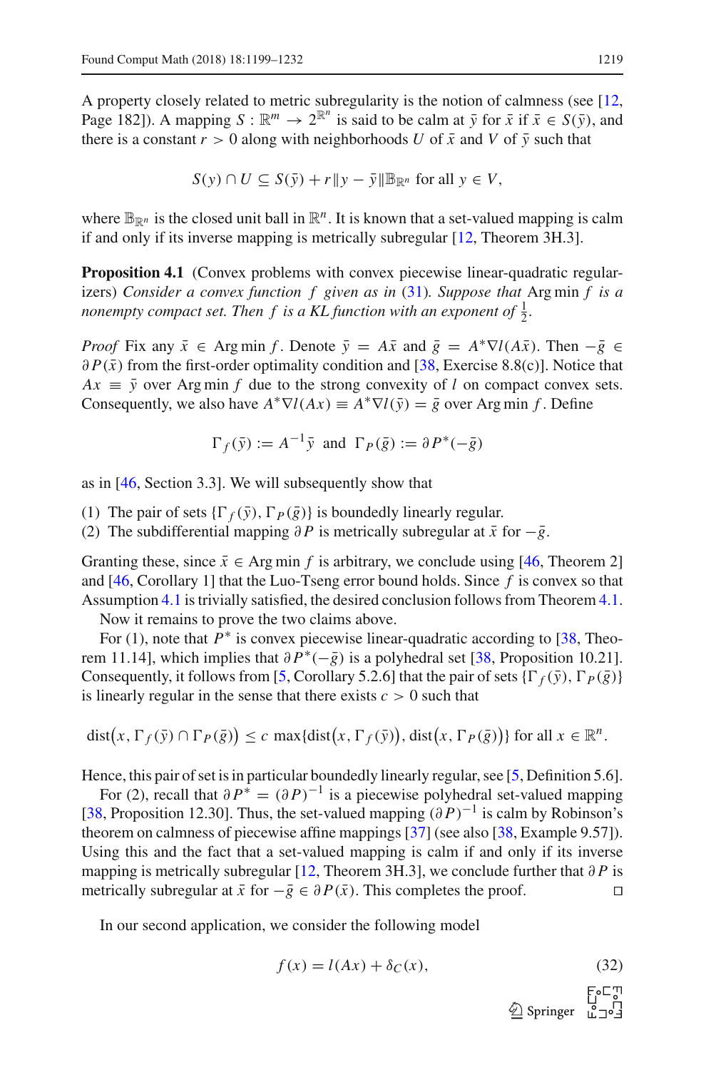A property closely related to metric subregularity is the notion of calmness (see [12, Page 182]). A mapping $S : \mathbb{R}^m \to 2^{\mathbb{R}^n}$ is said to be calm at $\bar{y}$ for $\bar{x}$ if $\bar{x} \in S(\bar{y})$, and there is a constant $r > 0$ along with neighborhoods $U$ of $\bar{x}$ and $V$ of $\bar{y}$ such that

$$S(y) \cap U \subseteq S(\bar{y}) + r\|y - \bar{y}\|\mathbb{B}_{\mathbb{R}^n} \text{ for all } y \in V,$$

where $\mathbb{B}_{\mathbb{R}^n}$ is the closed unit ball in $\mathbb{R}^n$. It is known that a set-valued mapping is calm if and only if its inverse mapping is metrically subregular [12, Theorem 3H.3].

**Proposition 4.1** (Convex problems with convex piecewise linear-quadratic regularizers) *Consider a convex function $f$ given as in (31). Suppose that* Arg min $f$ *is a nonempty compact set. Then $f$ is a KL function with an exponent of $\frac{1}{2}$.*

*Proof* Fix any $\bar{x} \in \operatorname{Arg\,min} f$. Denote $\bar{y} = A\bar{x}$ and $\bar{g} = A^*\nabla l(A\bar{x})$. Then $-\bar{g} \in \partial P(\bar{x})$ from the first-order optimality condition and [38, Exercise 8.8(c)]. Notice that $Ax \equiv \bar{y}$ over $\operatorname{Arg\,min} f$ due to the strong convexity of $l$ on compact convex sets. Consequently, we also have $A^*\nabla l(Ax) \equiv A^*\nabla l(\bar{y}) = \bar{g}$ over $\operatorname{Arg\,min} f$. Define

$$\Gamma_f(\bar{y}) := A^{-1}\bar{y} \ \text{ and } \ \Gamma_P(\bar{g}) := \partial P^*(-\bar{g})$$

as in [46, Section 3.3]. We will subsequently show that

(1) The pair of sets $\{\Gamma_f(\bar{y}), \Gamma_P(\bar{g})\}$ is boundedly linearly regular.
(2) The subdifferential mapping $\partial P$ is metrically subregular at $\bar{x}$ for $-\bar{g}$.

Granting these, since $\bar{x} \in \operatorname{Arg\,min} f$ is arbitrary, we conclude using [46, Theorem 2] and [46, Corollary 1] that the Luo-Tseng error bound holds. Since $f$ is convex so that Assumption 4.1 is trivially satisfied, the desired conclusion follows from Theorem 4.1.

Now it remains to prove the two claims above.

For (1), note that $P^*$ is convex piecewise linear-quadratic according to [38, Theorem 11.14], which implies that $\partial P^*(-\bar{g})$ is a polyhedral set [38, Proposition 10.21]. Consequently, it follows from [5, Corollary 5.2.6] that the pair of sets $\{\Gamma_f(\bar{y}), \Gamma_P(\bar{g})\}$ is linearly regular in the sense that there exists $c > 0$ such that

$$\operatorname{dist}\big(x, \Gamma_f(\bar{y}) \cap \Gamma_P(\bar{g})\big) \le c \max\{\operatorname{dist}\big(x, \Gamma_f(\bar{y})\big), \operatorname{dist}\big(x, \Gamma_P(\bar{g})\big)\} \text{ for all } x \in \mathbb{R}^n.$$

Hence, this pair of set is in particular boundedly linearly regular, see [5, Definition 5.6].

For (2), recall that $\partial P^* = (\partial P)^{-1}$ is a piecewise polyhedral set-valued mapping [38, Proposition 12.30]. Thus, the set-valued mapping $(\partial P)^{-1}$ is calm by Robinson's theorem on calmness of piecewise affine mappings [37] (see also [38, Example 9.57]). Using this and the fact that a set-valued mapping is calm if and only if its inverse mapping is metrically subregular [12, Theorem 3H.3], we conclude further that $\partial P$ is metrically subregular at $\bar{x}$ for $-\bar{g} \in \partial P(\bar{x})$. This completes the proof. □

In our second application, we consider the following model

$$f(x) = l(Ax) + \delta_C(x), \tag{32}$$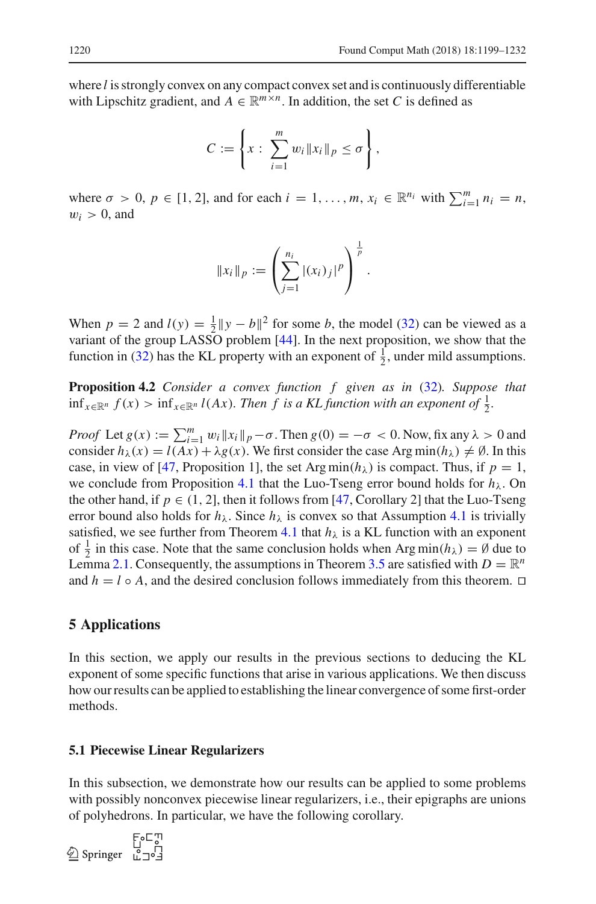where $l$ is strongly convex on any compact convex set and is continuously differentiable with Lipschitz gradient, and $A \in \mathbb{R}^{m \times n}$. In addition, the set $C$ is defined as

$$C := \left\{ x : \sum_{i=1}^{m} w_i \|x_i\|_p \le \sigma \right\},$$

where $\sigma > 0$, $p \in [1, 2]$, and for each $i = 1, \dots, m$, $x_i \in \mathbb{R}^{n_i}$ with $\sum_{i=1}^{m} n_i = n$, $w_i > 0$, and

$$\|x_i\|_p := \left( \sum_{j=1}^{n_i} |(x_i)_j|^p \right)^{\frac{1}{p}}.$$

When $p = 2$ and $l(y) = \frac{1}{2}\|y - b\|^2$ for some $b$, the model (32) can be viewed as a variant of the group LASSO problem [44]. In the next proposition, we show that the function in (32) has the KL property with an exponent of $\frac{1}{2}$, under mild assumptions.

**Proposition 4.2** *Consider a convex function $f$ given as in (32). Suppose that $\inf_{x \in \mathbb{R}^n} f(x) > \inf_{x \in \mathbb{R}^n} l(Ax)$. Then $f$ is a KL function with an exponent of $\frac{1}{2}$.*

*Proof* Let $g(x) := \sum_{i=1}^{m} w_i \|x_i\|_p - \sigma$. Then $g(0) = -\sigma < 0$. Now, fix any $\lambda > 0$ and consider $h_\lambda(x) = l(Ax) + \lambda g(x)$. We first consider the case $\operatorname{Arg\,min}(h_\lambda) \neq \emptyset$. In this case, in view of [47, Proposition 1], the set $\operatorname{Arg\,min}(h_\lambda)$ is compact. Thus, if $p = 1$, we conclude from Proposition 4.1 that the Luo-Tseng error bound holds for $h_\lambda$. On the other hand, if $p \in (1, 2]$, then it follows from [47, Corollary 2] that the Luo-Tseng error bound also holds for $h_\lambda$. Since $h_\lambda$ is convex so that Assumption 4.1 is trivially satisfied, we see further from Theorem 4.1 that $h_\lambda$ is a KL function with an exponent of $\frac{1}{2}$ in this case. Note that the same conclusion holds when $\operatorname{Arg\,min}(h_\lambda) = \emptyset$ due to Lemma 2.1. Consequently, the assumptions in Theorem 3.5 are satisfied with $D = \mathbb{R}^n$ and $h = l \circ A$, and the desired conclusion follows immediately from this theorem. $\square$

## 5 Applications

In this section, we apply our results in the previous sections to deducing the KL exponent of some specific functions that arise in various applications. We then discuss how our results can be applied to establishing the linear convergence of some first-order methods.

### 5.1 Piecewise Linear Regularizers

In this subsection, we demonstrate how our results can be applied to some problems with possibly nonconvex piecewise linear regularizers, i.e., their epigraphs are unions of polyhedrons. In particular, we have the following corollary.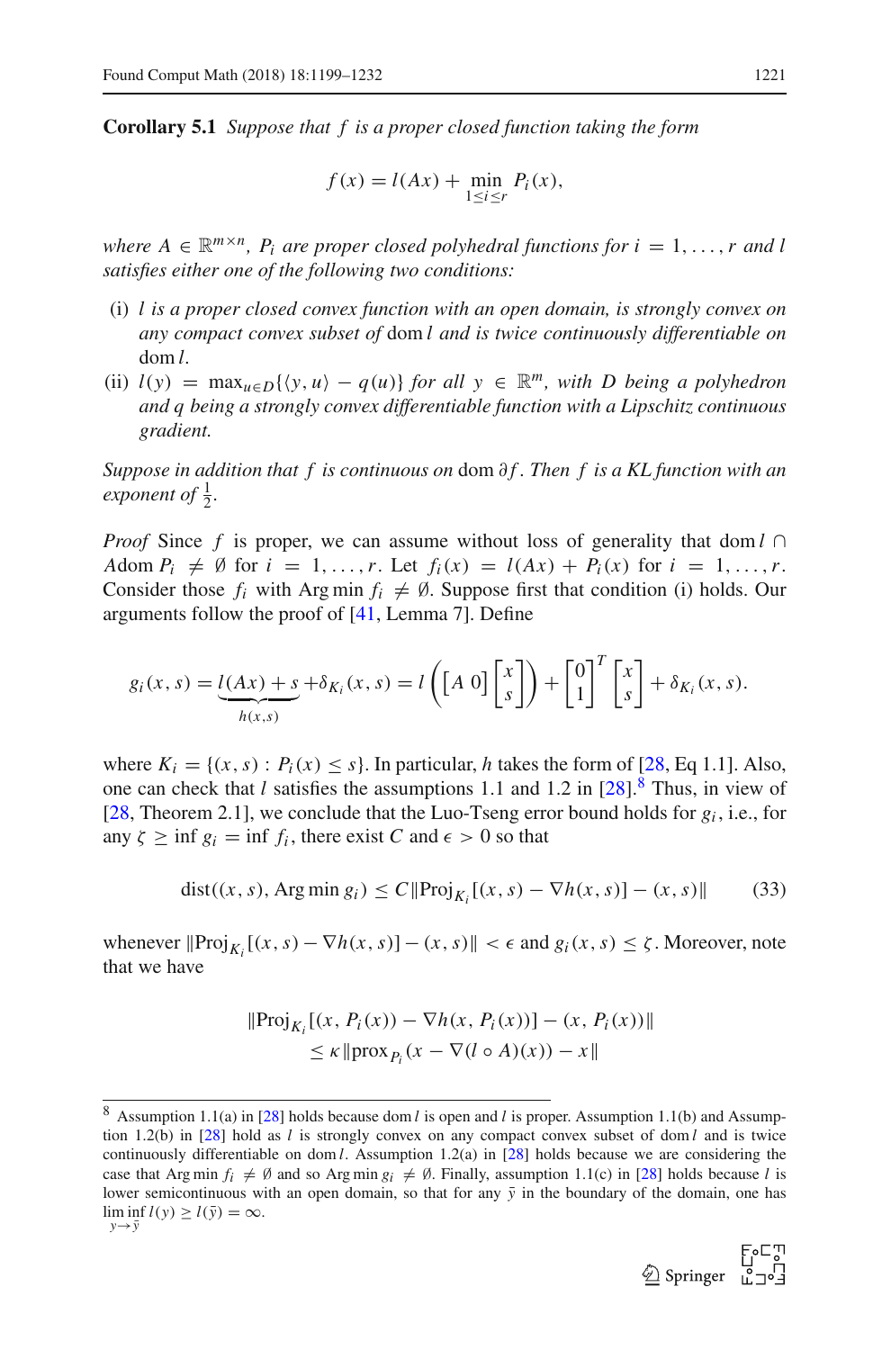**Corollary 5.1** *Suppose that $f$ is a proper closed function taking the form*

$$f(x) = l(Ax) + \min_{1\le i\le r} P_i(x),$$

*where $A \in \mathbb{R}^{m\times n}$, $P_i$ are proper closed polyhedral functions for $i = 1, \ldots, r$ and $l$ satisfies either one of the following two conditions:*

- (i) *$l$ is a proper closed convex function with an open domain, is strongly convex on any compact convex subset of $\operatorname{dom} l$ and is twice continuously differentiable on $\operatorname{dom} l$.*
- (ii) *$l(y) = \max_{u\in D}\{\langle y, u\rangle - q(u)\}$ for all $y \in \mathbb{R}^m$, with $D$ being a polyhedron and $q$ being a strongly convex differentiable function with a Lipschitz continuous gradient.*

*Suppose in addition that $f$ is continuous on $\operatorname{dom} \partial f$. Then $f$ is a KL function with an exponent of $\frac{1}{2}$.*

*Proof* Since $f$ is proper, we can assume without loss of generality that $\operatorname{dom} l \cap A\operatorname{dom} P_i \neq \emptyset$ for $i = 1, \ldots, r$. Let $f_i(x) = l(Ax) + P_i(x)$ for $i = 1, \ldots, r$. Consider those $f_i$ with $\operatorname{Arg\,min} f_i \neq \emptyset$. Suppose first that condition (i) holds. Our arguments follow the proof of [41, Lemma 7]. Define

$$g_i(x, s) = \underbrace{l(Ax) + s}_{h(x,s)} + \delta_{K_i}(x, s) = l\left(\begin{bmatrix} A & 0 \end{bmatrix}\begin{bmatrix} x \\ s \end{bmatrix}\right) + \begin{bmatrix} 0 \\ 1 \end{bmatrix}^T \begin{bmatrix} x \\ s \end{bmatrix} + \delta_{K_i}(x, s).$$

where $K_i = \{(x, s) : P_i(x) \le s\}$. In particular, $h$ takes the form of [28, Eq 1.1]. Also, one can check that $l$ satisfies the assumptions 1.1 and 1.2 in [28].[8] Thus, in view of [28, Theorem 2.1], we conclude that the Luo-Tseng error bound holds for $g_i$, i.e., for any $\zeta \ge \inf g_i = \inf f_i$, there exist $C$ and $\epsilon > 0$ so that

$$\operatorname{dist}((x, s), \operatorname{Arg\,min} g_i) \le C\|\operatorname{Proj}_{K_i}[(x, s) - \nabla h(x, s)] - (x, s)\| \tag{33}$$

whenever $\|\operatorname{Proj}_{K_i}[(x, s) - \nabla h(x, s)] - (x, s)\| < \epsilon$ and $g_i(x, s) \le \zeta$. Moreover, note that we have

$$\begin{aligned}&\|\operatorname{Proj}_{K_i}[(x, P_i(x)) - \nabla h(x, P_i(x))] - (x, P_i(x))\| \\ &\quad\le \kappa\|\operatorname{prox}_{P_i}(x - \nabla(l \circ A)(x)) - x\|\end{aligned}$$

[8] Assumption 1.1(a) in [28] holds because $\operatorname{dom} l$ is open and $l$ is proper. Assumption 1.1(b) and Assumption 1.2(b) in [28] hold as $l$ is strongly convex on any compact convex subset of $\operatorname{dom} l$ and is twice continuously differentiable on $\operatorname{dom} l$. Assumption 1.2(a) in [28] holds because we are considering the case that $\operatorname{Arg\,min} f_i \neq \emptyset$ and so $\operatorname{Arg\,min} g_i \neq \emptyset$. Finally, assumption 1.1(c) in [28] holds because $l$ is lower semicontinuous with an open domain, so that for any $\bar{y}$ in the boundary of the domain, one has $\liminf_{y\to\bar{y}} l(y) \ge l(\bar{y}) = \infty$.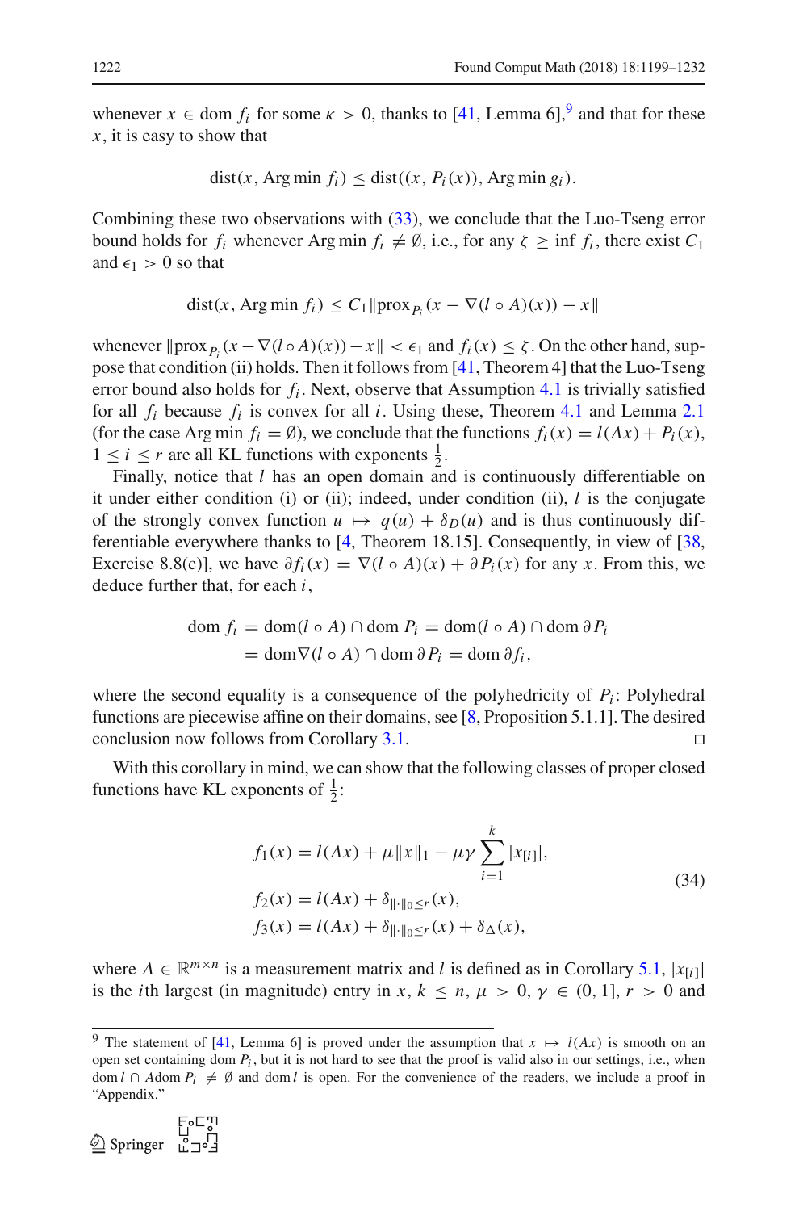whenever $x \in \operatorname{dom} f_i$ for some $\kappa > 0$, thanks to [41, Lemma 6],[9] and that for these $x$, it is easy to show that

$$\operatorname{dist}(x, \operatorname{Arg\,min} f_i) \le \operatorname{dist}((x, P_i(x)), \operatorname{Arg\,min} g_i).$$

Combining these two observations with (33), we conclude that the Luo-Tseng error bound holds for $f_i$ whenever $\operatorname{Arg\,min} f_i \neq \emptyset$, i.e., for any $\zeta \ge \inf f_i$, there exist $C_1$ and $\epsilon_1 > 0$ so that

$$\operatorname{dist}(x, \operatorname{Arg\,min} f_i) \le C_1 \|\operatorname{prox}_{P_i}(x - \nabla(l \circ A)(x)) - x\|$$

whenever $\|\operatorname{prox}_{P_i}(x - \nabla(l \circ A)(x)) - x\| < \epsilon_1$ and $f_i(x) \le \zeta$. On the other hand, suppose that condition (ii) holds. Then it follows from [41, Theorem 4] that the Luo-Tseng error bound also holds for $f_i$. Next, observe that Assumption 4.1 is trivially satisfied for all $f_i$ because $f_i$ is convex for all $i$. Using these, Theorem 4.1 and Lemma 2.1 (for the case $\operatorname{Arg\,min} f_i = \emptyset$), we conclude that the functions $f_i(x) = l(Ax) + P_i(x)$, $1 \le i \le r$ are all KL functions with exponents $\frac{1}{2}$.

Finally, notice that $l$ has an open domain and is continuously differentiable on it under either condition (i) or (ii); indeed, under condition (ii), $l$ is the conjugate of the strongly convex function $u \mapsto q(u) + \delta_D(u)$ and is thus continuously differentiable everywhere thanks to [4, Theorem 18.15]. Consequently, in view of [38, Exercise 8.8(c)], we have $\partial f_i(x) = \nabla(l \circ A)(x) + \partial P_i(x)$ for any $x$. From this, we deduce further that, for each $i$,

$$\begin{aligned}\operatorname{dom} f_i &= \operatorname{dom}(l \circ A) \cap \operatorname{dom} P_i = \operatorname{dom}(l \circ A) \cap \operatorname{dom} \partial P_i \\ &= \operatorname{dom} \nabla(l \circ A) \cap \operatorname{dom} \partial P_i = \operatorname{dom} \partial f_i,\end{aligned}$$

where the second equality is a consequence of the polyhedricity of $P_i$: Polyhedral functions are piecewise affine on their domains, see [8, Proposition 5.1.1]. The desired conclusion now follows from Corollary 3.1. $\square$

With this corollary in mind, we can show that the following classes of proper closed functions have KL exponents of $\frac{1}{2}$:

$$\begin{aligned} f_1(x) &= l(Ax) + \mu\|x\|_1 - \mu\gamma \sum_{i=1}^{k} |x_{[i]}|, \\ f_2(x) &= l(Ax) + \delta_{\|\cdot\|_0 \le r}(x), \\ f_3(x) &= l(Ax) + \delta_{\|\cdot\|_0 \le r}(x) + \delta_\Delta(x), \end{aligned} \tag{34}$$

where $A \in \mathbb{R}^{m \times n}$ is a measurement matrix and $l$ is defined as in Corollary 5.1, $|x_{[i]}|$ is the $i$th largest (in magnitude) entry in $x$, $k \le n$, $\mu > 0$, $\gamma \in (0, 1]$, $r > 0$ and

[9] The statement of [41, Lemma 6] is proved under the assumption that $x \mapsto l(Ax)$ is smooth on an open set containing $\operatorname{dom} P_i$, but it is not hard to see that the proof is valid also in our settings, i.e., when $\operatorname{dom} l \cap A\operatorname{dom} P_i \neq \emptyset$ and $\operatorname{dom} l$ is open. For the convenience of the readers, we include a proof in "Appendix."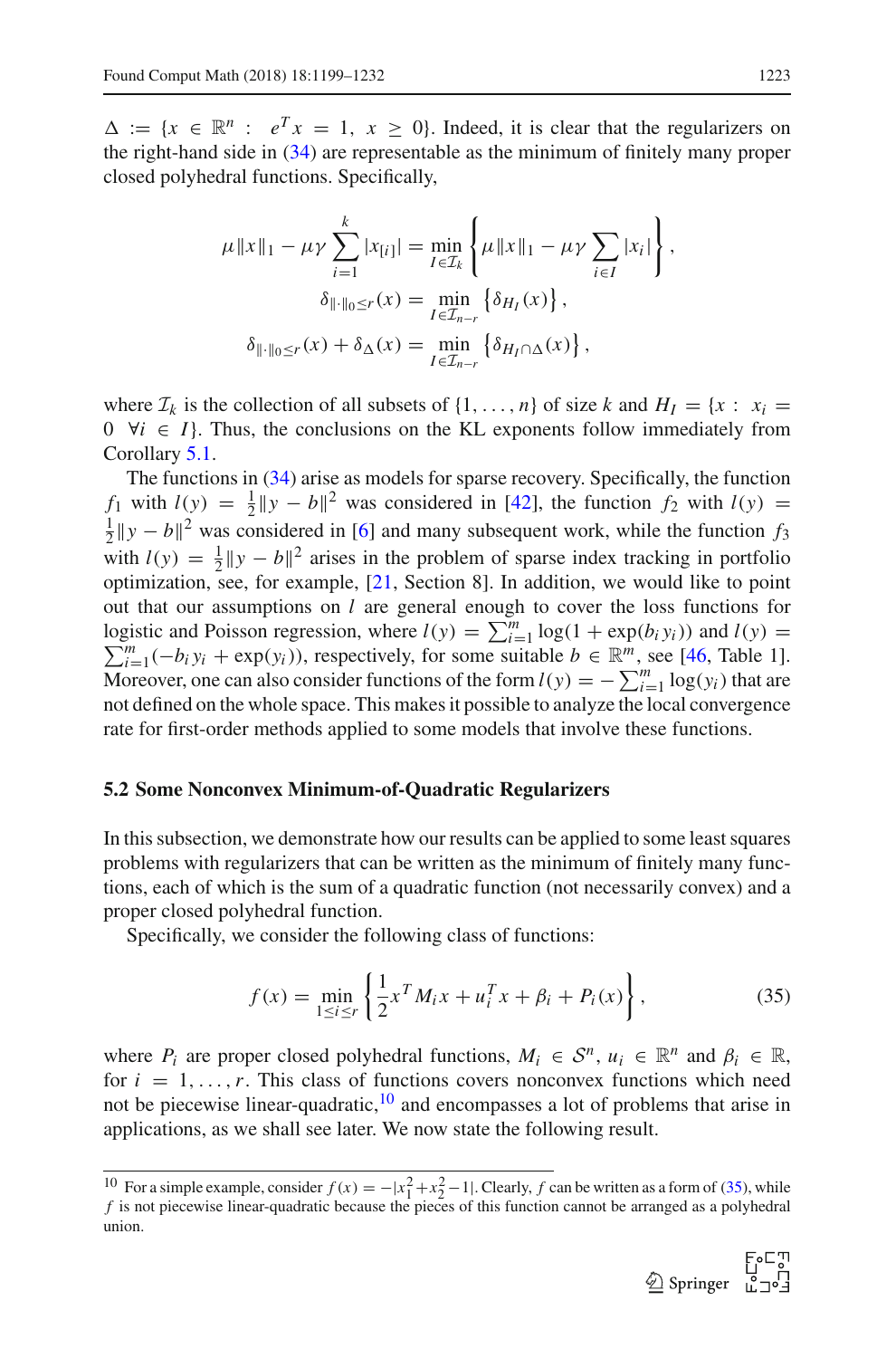$\Delta := \{x \in \mathbb{R}^n : \; e^T x = 1, \; x \geq 0\}$. Indeed, it is clear that the regularizers on the right-hand side in (34) are representable as the minimum of finitely many proper closed polyhedral functions. Specifically,

$$\mu\|x\|_1 - \mu\gamma \sum_{i=1}^{k} |x_{[i]}| = \min_{I \in \mathcal{I}_k} \left\{ \mu\|x\|_1 - \mu\gamma \sum_{i \in I} |x_i| \right\},$$

$$\delta_{\|\cdot\|_0 \leq r}(x) = \min_{I \in \mathcal{I}_{n-r}} \left\{ \delta_{H_I}(x) \right\},$$

$$\delta_{\|\cdot\|_0 \leq r}(x) + \delta_{\Delta}(x) = \min_{I \in \mathcal{I}_{n-r}} \left\{ \delta_{H_I \cap \Delta}(x) \right\},$$

where $\mathcal{I}_k$ is the collection of all subsets of $\{1, \ldots, n\}$ of size $k$ and $H_I = \{x : \; x_i = 0 \;\; \forall i \in I\}$. Thus, the conclusions on the KL exponents follow immediately from Corollary 5.1.

The functions in (34) arise as models for sparse recovery. Specifically, the function $f_1$ with $l(y) = \frac{1}{2}\|y - b\|^2$ was considered in [42], the function $f_2$ with $l(y) = \frac{1}{2}\|y - b\|^2$ was considered in [6] and many subsequent work, while the function $f_3$ with $l(y) = \frac{1}{2}\|y - b\|^2$ arises in the problem of sparse index tracking in portfolio optimization, see, for example, [21, Section 8]. In addition, we would like to point out that our assumptions on $l$ are general enough to cover the loss functions for logistic and Poisson regression, where $l(y) = \sum_{i=1}^{m} \log(1 + \exp(b_i y_i))$ and $l(y) = \sum_{i=1}^{m}(-b_i y_i + \exp(y_i))$, respectively, for some suitable $b \in \mathbb{R}^m$, see [46, Table 1]. Moreover, one can also consider functions of the form $l(y) = -\sum_{i=1}^{m} \log(y_i)$ that are not defined on the whole space. This makes it possible to analyze the local convergence rate for first-order methods applied to some models that involve these functions.

### 5.2 Some Nonconvex Minimum-of-Quadratic Regularizers

In this subsection, we demonstrate how our results can be applied to some least squares problems with regularizers that can be written as the minimum of finitely many functions, each of which is the sum of a quadratic function (not necessarily convex) and a proper closed polyhedral function.

Specifically, we consider the following class of functions:

$$f(x) = \min_{1 \leq i \leq r} \left\{ \frac{1}{2} x^T M_i x + u_i^T x + \beta_i + P_i(x) \right\}, \tag{35}$$

where $P_i$ are proper closed polyhedral functions, $M_i \in \mathcal{S}^n$, $u_i \in \mathbb{R}^n$ and $\beta_i \in \mathbb{R}$, for $i = 1, \ldots, r$. This class of functions covers nonconvex functions which need not be piecewise linear-quadratic,[10] and encompasses a lot of problems that arise in applications, as we shall see later. We now state the following result.

---

[10] For a simple example, consider $f(x) = -|x_1^2 + x_2^2 - 1|$. Clearly, $f$ can be written as a form of (35), while $f$ is not piecewise linear-quadratic because the pieces of this function cannot be arranged as a polyhedral union.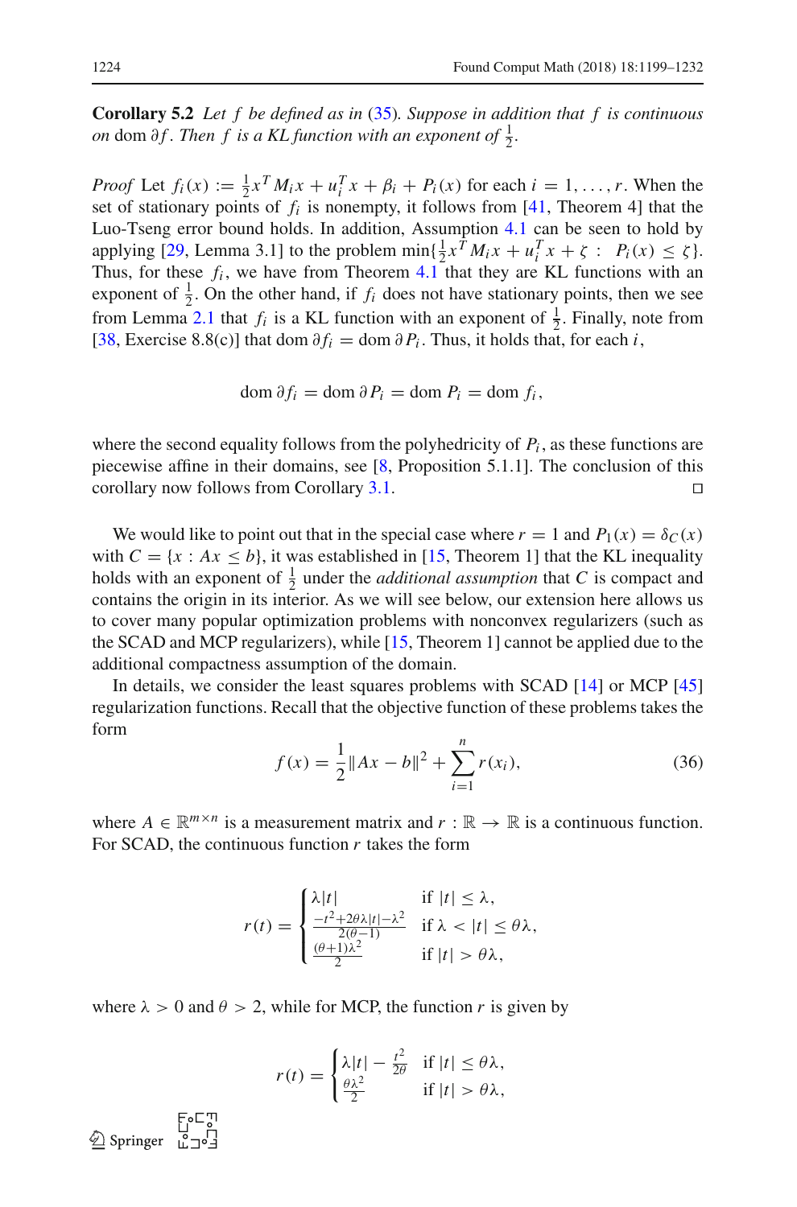**Corollary 5.2** *Let $f$ be defined as in (35). Suppose in addition that $f$ is continuous on* dom $\partial f$. *Then $f$ is a KL function with an exponent of $\frac{1}{2}$.*

*Proof* Let $f_i(x) := \frac{1}{2}x^T M_i x + u_i^T x + \beta_i + P_i(x)$ for each $i = 1, \ldots, r$. When the set of stationary points of $f_i$ is nonempty, it follows from [41, Theorem 4] that the Luo-Tseng error bound holds. In addition, Assumption 4.1 can be seen to hold by applying [29, Lemma 3.1] to the problem $\min\{\frac{1}{2}x^T M_i x + u_i^T x + \zeta : \ P_i(x) \le \zeta\}$. Thus, for these $f_i$, we have from Theorem 4.1 that they are KL functions with an exponent of $\frac{1}{2}$. On the other hand, if $f_i$ does not have stationary points, then we see from Lemma 2.1 that $f_i$ is a KL function with an exponent of $\frac{1}{2}$. Finally, note from [38, Exercise 8.8(c)] that $\text{dom}\,\partial f_i = \text{dom}\,\partial P_i$. Thus, it holds that, for each $i$,

$$\text{dom}\,\partial f_i = \text{dom}\,\partial P_i = \text{dom}\, P_i = \text{dom}\, f_i,$$

where the second equality follows from the polyhedricity of $P_i$, as these functions are piecewise affine in their domains, see [8, Proposition 5.1.1]. The conclusion of this corollary now follows from Corollary 3.1. ◻

We would like to point out that in the special case where $r = 1$ and $P_1(x) = \delta_C(x)$ with $C = \{x : Ax \le b\}$, it was established in [15, Theorem 1] that the KL inequality holds with an exponent of $\frac{1}{2}$ under the *additional assumption* that $C$ is compact and contains the origin in its interior. As we will see below, our extension here allows us to cover many popular optimization problems with nonconvex regularizers (such as the SCAD and MCP regularizers), while [15, Theorem 1] cannot be applied due to the additional compactness assumption of the domain.

In details, we consider the least squares problems with SCAD [14] or MCP [45] regularization functions. Recall that the objective function of these problems takes the form

$$f(x) = \frac{1}{2}\|Ax - b\|^2 + \sum_{i=1}^{n} r(x_i), \tag{36}$$

where $A \in \mathbb{R}^{m\times n}$ is a measurement matrix and $r : \mathbb{R} \to \mathbb{R}$ is a continuous function. For SCAD, the continuous function $r$ takes the form

$$r(t) = \begin{cases} \lambda|t| & \text{if } |t| \le \lambda, \\ \frac{-t^2+2\theta\lambda|t|-\lambda^2}{2(\theta-1)} & \text{if } \lambda < |t| \le \theta\lambda, \\ \frac{(\theta+1)\lambda^2}{2} & \text{if } |t| > \theta\lambda, \end{cases}$$

where $\lambda > 0$ and $\theta > 2$, while for MCP, the function $r$ is given by

$$r(t) = \begin{cases} \lambda|t| - \frac{t^2}{2\theta} & \text{if } |t| \le \theta\lambda, \\ \frac{\theta\lambda^2}{2} & \text{if } |t| > \theta\lambda, \end{cases}$$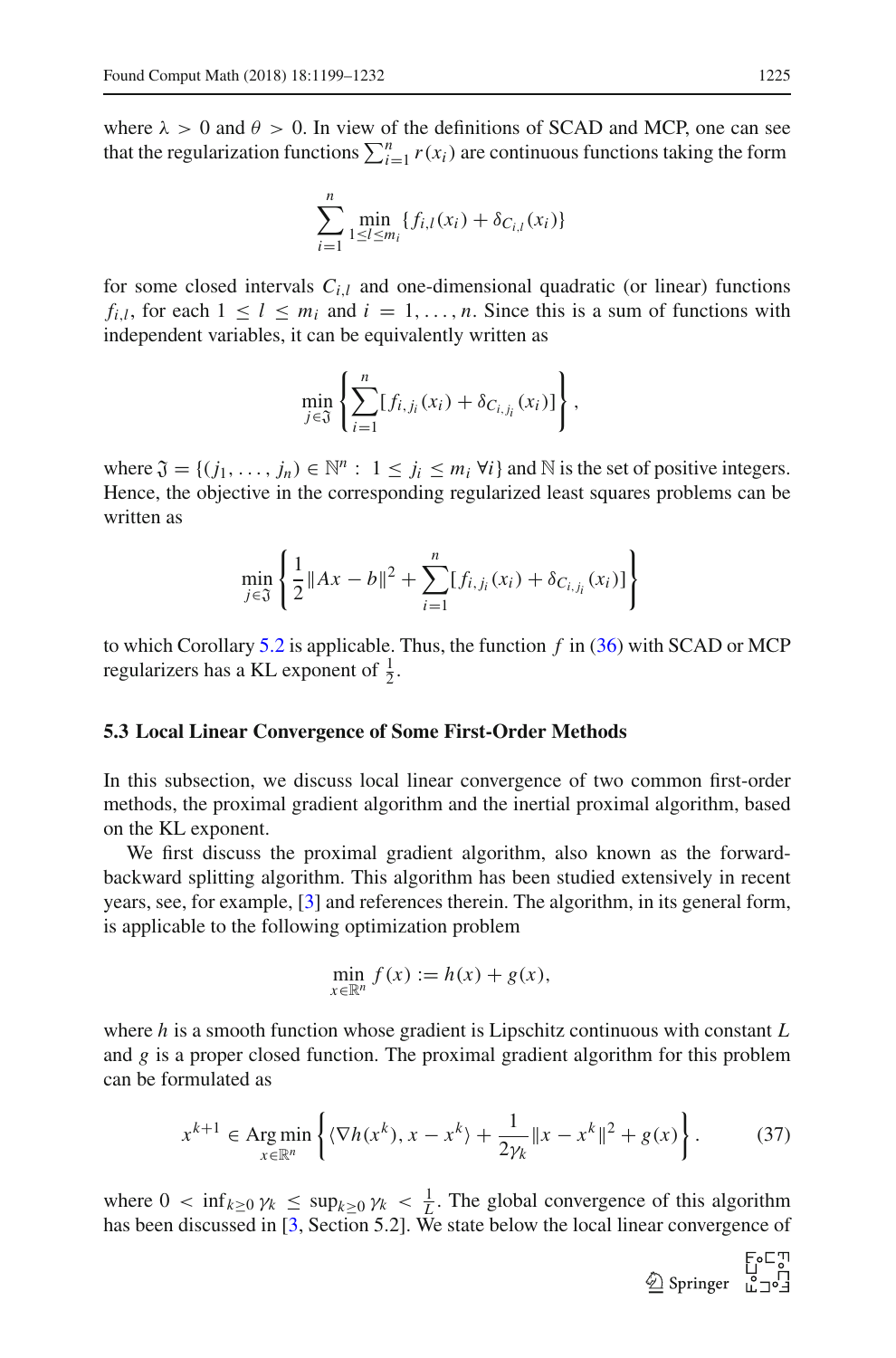where $\lambda > 0$ and $\theta > 0$. In view of the definitions of SCAD and MCP, one can see that the regularization functions $\sum_{i=1}^n r(x_i)$ are continuous functions taking the form

$$\sum_{i=1}^n \min_{1\le l\le m_i} \{f_{i,l}(x_i) + \delta_{C_{i,l}}(x_i)\}$$

for some closed intervals $C_{i,l}$ and one-dimensional quadratic (or linear) functions $f_{i,l}$, for each $1 \le l \le m_i$ and $i = 1, \ldots, n$. Since this is a sum of functions with independent variables, it can be equivalently written as

$$\min_{j\in\mathfrak{J}} \left\{ \sum_{i=1}^n [f_{i,j_i}(x_i) + \delta_{C_{i,j_i}}(x_i)] \right\},$$

where $\mathfrak{J} = \{(j_1, \ldots, j_n) \in \mathbb{N}^n : 1 \le j_i \le m_i \ \forall i\}$ and $\mathbb{N}$ is the set of positive integers. Hence, the objective in the corresponding regularized least squares problems can be written as

$$\min_{j\in\mathfrak{J}} \left\{ \frac{1}{2}\|Ax - b\|^2 + \sum_{i=1}^n [f_{i,j_i}(x_i) + \delta_{C_{i,j_i}}(x_i)] \right\}$$

to which Corollary 5.2 is applicable. Thus, the function $f$ in (36) with SCAD or MCP regularizers has a KL exponent of $\frac{1}{2}$.

### 5.3 Local Linear Convergence of Some First-Order Methods

In this subsection, we discuss local linear convergence of two common first-order methods, the proximal gradient algorithm and the inertial proximal algorithm, based on the KL exponent.

We first discuss the proximal gradient algorithm, also known as the forward-backward splitting algorithm. This algorithm has been studied extensively in recent years, see, for example, [3] and references therein. The algorithm, in its general form, is applicable to the following optimization problem

$$\min_{x\in\mathbb{R}^n} f(x) := h(x) + g(x),$$

where $h$ is a smooth function whose gradient is Lipschitz continuous with constant $L$ and $g$ is a proper closed function. The proximal gradient algorithm for this problem can be formulated as

$$x^{k+1} \in \operatorname*{Arg\,min}_{x\in\mathbb{R}^n} \left\{ \langle \nabla h(x^k), x - x^k\rangle + \frac{1}{2\gamma_k}\|x - x^k\|^2 + g(x) \right\}. \tag{37}$$

where $0 < \inf_{k\ge 0} \gamma_k \le \sup_{k\ge 0} \gamma_k < \frac{1}{L}$. The global convergence of this algorithm has been discussed in [3, Section 5.2]. We state below the local linear convergence of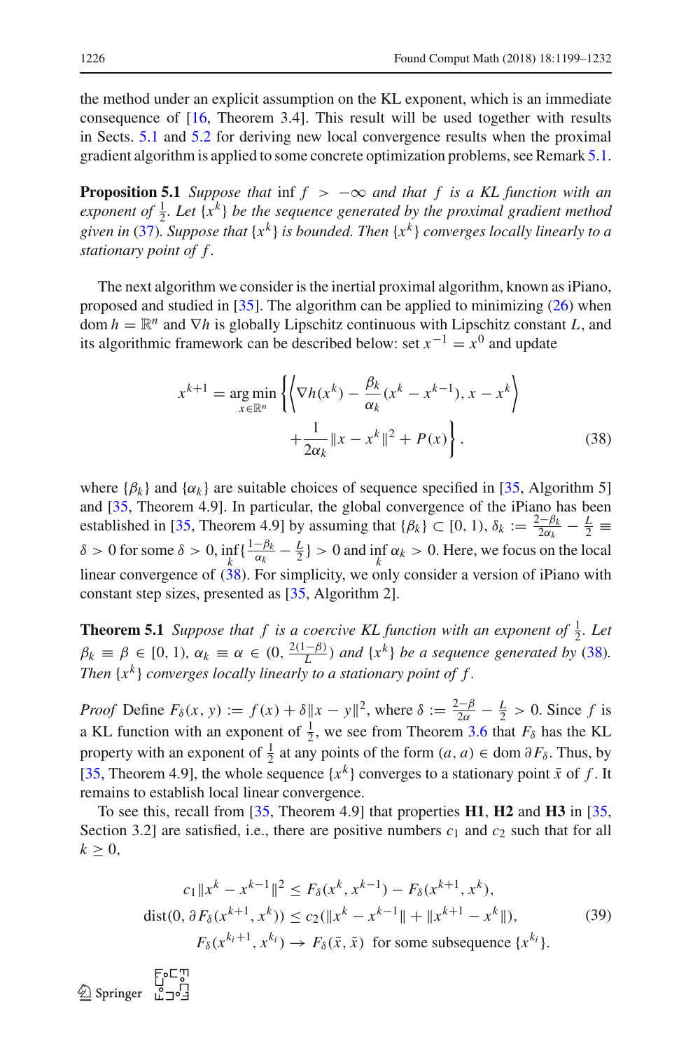the method under an explicit assumption on the KL exponent, which is an immediate consequence of [16, Theorem 3.4]. This result will be used together with results in Sects. 5.1 and 5.2 for deriving new local convergence results when the proximal gradient algorithm is applied to some concrete optimization problems, see Remark 5.1.

**Proposition 5.1** *Suppose that* $\inf f > -\infty$ *and that* $f$ *is a KL function with an exponent of* $\frac{1}{2}$. *Let* $\{x^k\}$ *be the sequence generated by the proximal gradient method given in* (37). *Suppose that* $\{x^k\}$ *is bounded. Then* $\{x^k\}$ *converges locally linearly to a stationary point of* $f$.

The next algorithm we consider is the inertial proximal algorithm, known as iPiano, proposed and studied in [35]. The algorithm can be applied to minimizing (26) when $\operatorname{dom} h = \mathbb{R}^n$ and $\nabla h$ is globally Lipschitz continuous with Lipschitz constant $L$, and its algorithmic framework can be described below: set $x^{-1} = x^0$ and update

$$
\begin{aligned}
x^{k+1} = \mathop{\arg\min}_{x \in \mathbb{R}^n} \Bigg\{ & \left\langle \nabla h(x^k) - \frac{\beta_k}{\alpha_k}(x^k - x^{k-1}), x - x^k \right\rangle \\
& + \frac{1}{2\alpha_k}\|x - x^k\|^2 + P(x) \Bigg\}.
\end{aligned} \tag{38}
$$

where $\{\beta_k\}$ and $\{\alpha_k\}$ are suitable choices of sequence specified in [35, Algorithm 5] and [35, Theorem 4.9]. In particular, the global convergence of the iPiano has been established in [35, Theorem 4.9] by assuming that $\{\beta_k\} \subset [0, 1)$, $\delta_k := \frac{2-\beta_k}{2\alpha_k} - \frac{L}{2} \equiv \delta > 0$ for some $\delta > 0$, $\inf_k \{\frac{1-\beta_k}{\alpha_k} - \frac{L}{2}\} > 0$ and $\inf_k \alpha_k > 0$. Here, we focus on the local linear convergence of (38). For simplicity, we only consider a version of iPiano with constant step sizes, presented as [35, Algorithm 2].

**Theorem 5.1** *Suppose that* $f$ *is a coercive KL function with an exponent of* $\frac{1}{2}$. *Let* $\beta_k \equiv \beta \in [0, 1)$, $\alpha_k \equiv \alpha \in (0, \frac{2(1-\beta)}{L})$ *and* $\{x^k\}$ *be a sequence generated by* (38). *Then* $\{x^k\}$ *converges locally linearly to a stationary point of* $f$.

*Proof* Define $F_\delta(x, y) := f(x) + \delta\|x - y\|^2$, where $\delta := \frac{2-\beta}{2\alpha} - \frac{L}{2} > 0$. Since $f$ is a KL function with an exponent of $\frac{1}{2}$, we see from Theorem 3.6 that $F_\delta$ has the KL property with an exponent of $\frac{1}{2}$ at any points of the form $(a, a) \in \operatorname{dom} \partial F_\delta$. Thus, by [35, Theorem 4.9], the whole sequence $\{x^k\}$ converges to a stationary point $\bar{x}$ of $f$. It remains to establish local linear convergence.

To see this, recall from [35, Theorem 4.9] that properties **H1**, **H2** and **H3** in [35, Section 3.2] are satisfied, i.e., there are positive numbers $c_1$ and $c_2$ such that for all $k \geq 0$,

$$
\begin{aligned}
c_1\|x^k - x^{k-1}\|^2 &\leq F_\delta(x^k, x^{k-1}) - F_\delta(x^{k+1}, x^k), \\
\operatorname{dist}(0, \partial F_\delta(x^{k+1}, x^k)) &\leq c_2(\|x^k - x^{k-1}\| + \|x^{k+1} - x^k\|), \\
F_\delta(x^{k_i+1}, x^{k_i}) &\to F_\delta(\bar{x}, \bar{x}) \;\text{ for some subsequence } \{x^{k_i}\}.
\end{aligned} \tag{39}
$$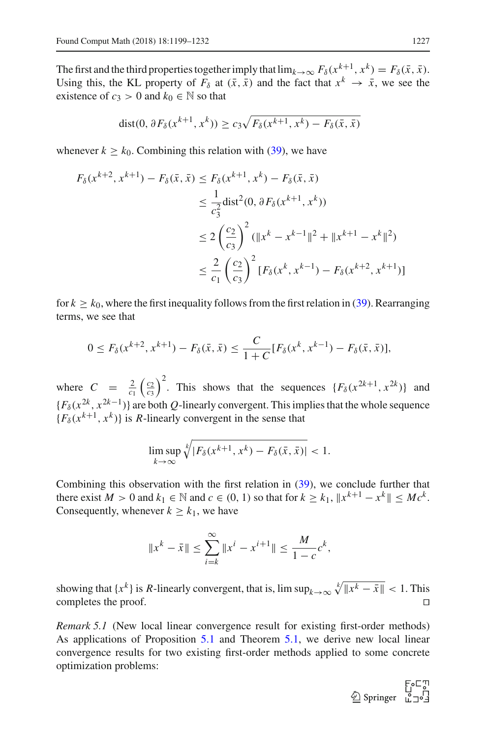The first and the third properties together imply that $\lim_{k\to\infty} F_\delta(x^{k+1}, x^k) = F_\delta(\bar{x}, \bar{x})$. Using this, the KL property of $F_\delta$ at $(\bar{x}, \bar{x})$ and the fact that $x^k \to \bar{x}$, we see the existence of $c_3 > 0$ and $k_0 \in \mathbb{N}$ so that

$$\mathrm{dist}(0, \partial F_\delta(x^{k+1}, x^k)) \geq c_3 \sqrt{F_\delta(x^{k+1}, x^k) - F_\delta(\bar{x}, \bar{x})}$$

whenever $k \geq k_0$. Combining this relation with (39), we have

$$\begin{aligned}
F_\delta(x^{k+2}, x^{k+1}) - F_\delta(\bar{x}, \bar{x}) &\leq F_\delta(x^{k+1}, x^k) - F_\delta(\bar{x}, \bar{x}) \\
&\leq \frac{1}{c_3^2} \mathrm{dist}^2(0, \partial F_\delta(x^{k+1}, x^k)) \\
&\leq 2\left(\frac{c_2}{c_3}\right)^2 (\|x^k - x^{k-1}\|^2 + \|x^{k+1} - x^k\|^2) \\
&\leq \frac{2}{c_1}\left(\frac{c_2}{c_3}\right)^2 [F_\delta(x^k, x^{k-1}) - F_\delta(x^{k+2}, x^{k+1})]
\end{aligned}$$

for $k \geq k_0$, where the first inequality follows from the first relation in (39). Rearranging terms, we see that

$$0 \leq F_\delta(x^{k+2}, x^{k+1}) - F_\delta(\bar{x}, \bar{x}) \leq \frac{C}{1+C}[F_\delta(x^k, x^{k-1}) - F_\delta(\bar{x}, \bar{x})],$$

where $C = \frac{2}{c_1}\left(\frac{c_2}{c_3}\right)^2$. This shows that the sequences $\{F_\delta(x^{2k+1}, x^{2k})\}$ and $\{F_\delta(x^{2k}, x^{2k-1})\}$ are both $Q$-linearly convergent. This implies that the whole sequence $\{F_\delta(x^{k+1}, x^k)\}$ is $R$-linearly convergent in the sense that

$$\limsup_{k\to\infty} \sqrt[k]{|F_\delta(x^{k+1}, x^k) - F_\delta(\bar{x}, \bar{x})|} < 1.$$

Combining this observation with the first relation in (39), we conclude further that there exist $M > 0$ and $k_1 \in \mathbb{N}$ and $c \in (0, 1)$ so that for $k \geq k_1$, $\|x^{k+1} - x^k\| \leq Mc^k$. Consequently, whenever $k \geq k_1$, we have

$$\|x^k - \bar{x}\| \leq \sum_{i=k}^{\infty} \|x^i - x^{i+1}\| \leq \frac{M}{1-c} c^k,$$

showing that $\{x^k\}$ is $R$-linearly convergent, that is, $\limsup_{k\to\infty} \sqrt[k]{\|x^k - \bar{x}\|} < 1$. This completes the proof. $\square$

*Remark 5.1* (New local linear convergence result for existing first-order methods) As applications of Proposition 5.1 and Theorem 5.1, we derive new local linear convergence results for two existing first-order methods applied to some concrete optimization problems: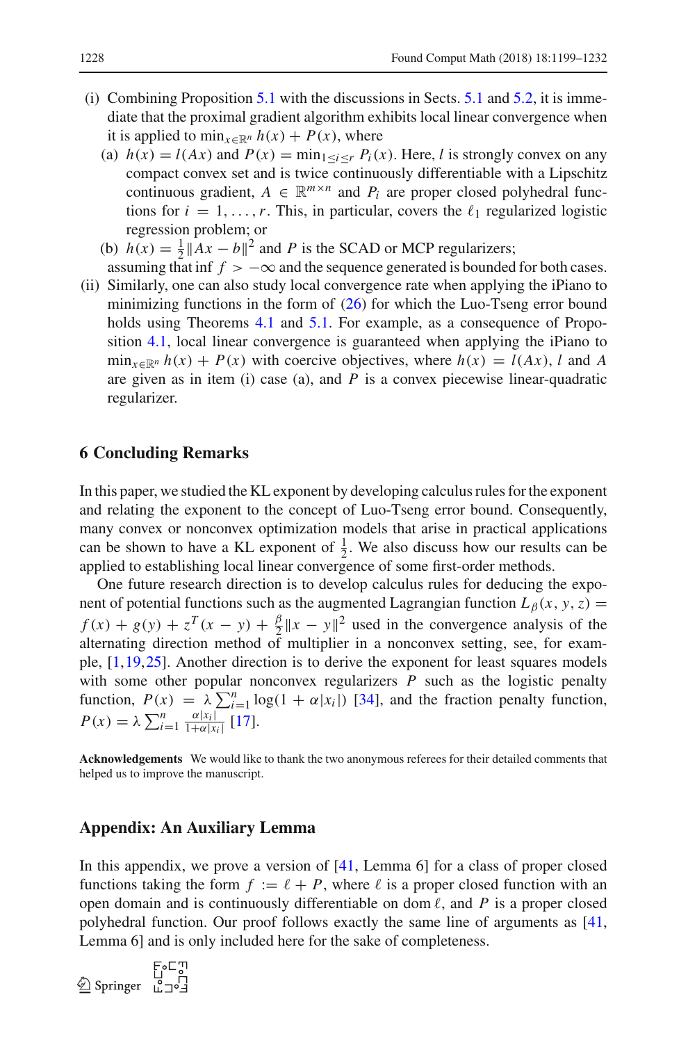(i) Combining Proposition 5.1 with the discussions in Sects. 5.1 and 5.2, it is immediate that the proximal gradient algorithm exhibits local linear convergence when it is applied to $\min_{x\in\mathbb{R}^n} h(x) + P(x)$, where

   (a) $h(x) = l(Ax)$ and $P(x) = \min_{1\le i\le r} P_i(x)$. Here, $l$ is strongly convex on any compact convex set and is twice continuously differentiable with a Lipschitz continuous gradient, $A \in \mathbb{R}^{m\times n}$ and $P_i$ are proper closed polyhedral functions for $i = 1, \ldots, r$. This, in particular, covers the $\ell_1$ regularized logistic regression problem; or

   (b) $h(x) = \frac{1}{2}\|Ax - b\|^2$ and $P$ is the SCAD or MCP regularizers;

   assuming that $\inf f > -\infty$ and the sequence generated is bounded for both cases.

(ii) Similarly, one can also study local convergence rate when applying the iPiano to minimizing functions in the form of (26) for which the Luo-Tseng error bound holds using Theorems 4.1 and 5.1. For example, as a consequence of Proposition 4.1, local linear convergence is guaranteed when applying the iPiano to $\min_{x\in\mathbb{R}^n} h(x) + P(x)$ with coercive objectives, where $h(x) = l(Ax)$, $l$ and $A$ are given as in item (i) case (a), and $P$ is a convex piecewise linear-quadratic regularizer.

## 6 Concluding Remarks

In this paper, we studied the KL exponent by developing calculus rules for the exponent and relating the exponent to the concept of Luo-Tseng error bound. Consequently, many convex or nonconvex optimization models that arise in practical applications can be shown to have a KL exponent of $\frac{1}{2}$. We also discuss how our results can be applied to establishing local linear convergence of some first-order methods.

One future research direction is to develop calculus rules for deducing the exponent of potential functions such as the augmented Lagrangian function $L_\beta(x, y, z) = f(x) + g(y) + z^T(x - y) + \frac{\beta}{2}\|x - y\|^2$ used in the convergence analysis of the alternating direction method of multiplier in a nonconvex setting, see, for example, [1,19,25]. Another direction is to derive the exponent for least squares models with some other popular nonconvex regularizers $P$ such as the logistic penalty function, $P(x) = \lambda\sum_{i=1}^n \log(1 + \alpha|x_i|)$ [34], and the fraction penalty function, $P(x) = \lambda\sum_{i=1}^n \frac{\alpha|x_i|}{1+\alpha|x_i|}$ [17].

**Acknowledgements** We would like to thank the two anonymous referees for their detailed comments that helped us to improve the manuscript.

## Appendix: An Auxiliary Lemma

In this appendix, we prove a version of [41, Lemma 6] for a class of proper closed functions taking the form $f := \ell + P$, where $\ell$ is a proper closed function with an open domain and is continuously differentiable on $\operatorname{dom}\ell$, and $P$ is a proper closed polyhedral function. Our proof follows exactly the same line of arguments as [41, Lemma 6] and is only included here for the sake of completeness.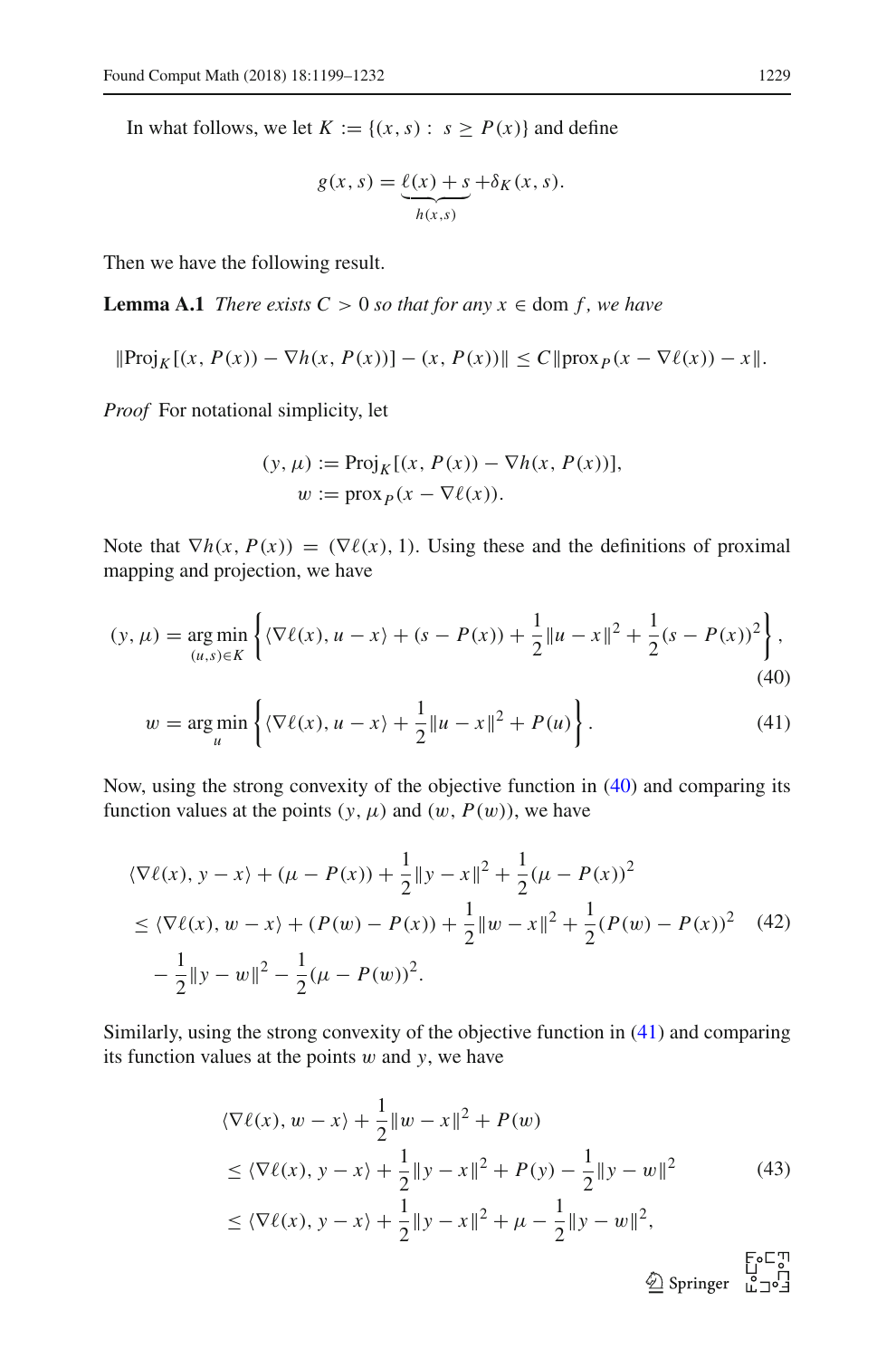In what follows, we let $K := \{(x, s) :\ s \geq P(x)\}$ and define

$$g(x, s) = \underbrace{\ell(x) + s}_{h(x,s)} + \delta_K(x, s).$$

Then we have the following result.

**Lemma A.1** *There exists $C > 0$ so that for any $x \in \operatorname{dom} f$, we have*

$$\|\text{Proj}_K[(x, P(x)) - \nabla h(x, P(x))] - (x, P(x))\| \leq C\|\text{prox}_P(x - \nabla \ell(x)) - x\|.$$

*Proof* For notational simplicity, let

$$\begin{aligned}(y, \mu) &:= \text{Proj}_K[(x, P(x)) - \nabla h(x, P(x))],\\ w &:= \text{prox}_P(x - \nabla \ell(x)).\end{aligned}$$

Note that $\nabla h(x, P(x)) = (\nabla \ell(x), 1)$. Using these and the definitions of proximal mapping and projection, we have

$$(y, \mu) = \underset{(u,s)\in K}{\arg\min} \left\{ \langle \nabla \ell(x), u - x\rangle + (s - P(x)) + \frac{1}{2}\|u - x\|^2 + \frac{1}{2}(s - P(x))^2 \right\}, \tag{40}$$

$$w = \arg\min_u \left\{ \langle \nabla \ell(x), u - x\rangle + \frac{1}{2}\|u - x\|^2 + P(u) \right\}. \tag{41}$$

Now, using the strong convexity of the objective function in (40) and comparing its function values at the points $(y, \mu)$ and $(w, P(w))$, we have

$$\begin{aligned}&\langle \nabla \ell(x), y - x\rangle + (\mu - P(x)) + \frac{1}{2}\|y - x\|^2 + \frac{1}{2}(\mu - P(x))^2\\ &\leq \langle \nabla \ell(x), w - x\rangle + (P(w) - P(x)) + \frac{1}{2}\|w - x\|^2 + \frac{1}{2}(P(w) - P(x))^2 \\ &\quad - \frac{1}{2}\|y - w\|^2 - \frac{1}{2}(\mu - P(w))^2.\end{aligned} \tag{42}$$

Similarly, using the strong convexity of the objective function in (41) and comparing its function values at the points $w$ and $y$, we have

$$\begin{aligned}&\langle \nabla \ell(x), w - x\rangle + \frac{1}{2}\|w - x\|^2 + P(w)\\ &\leq \langle \nabla \ell(x), y - x\rangle + \frac{1}{2}\|y - x\|^2 + P(y) - \frac{1}{2}\|y - w\|^2\\ &\leq \langle \nabla \ell(x), y - x\rangle + \frac{1}{2}\|y - x\|^2 + \mu - \frac{1}{2}\|y - w\|^2,\end{aligned} \tag{43}$$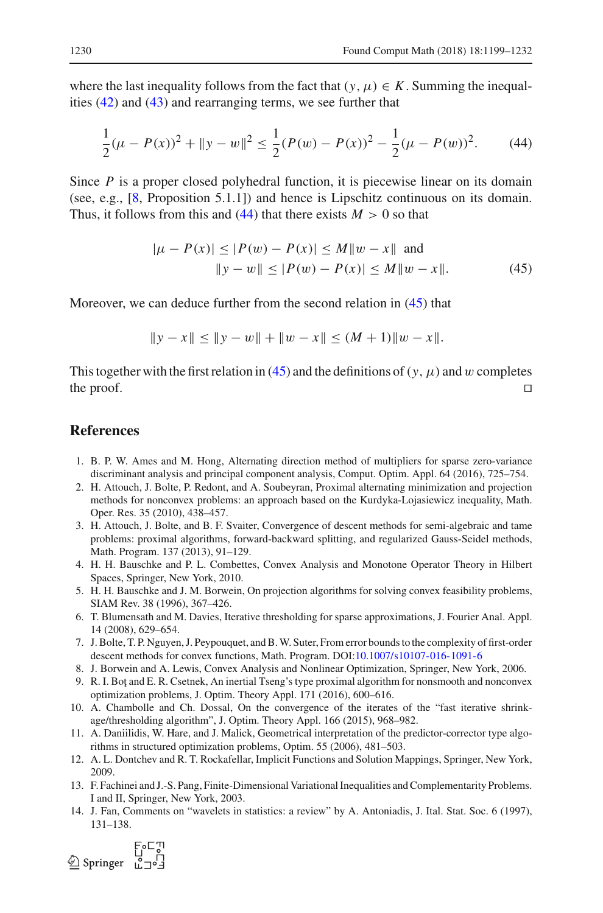where the last inequality follows from the fact that $(y, \mu) \in K$. Summing the inequalities (42) and (43) and rearranging terms, we see further that

$$\frac{1}{2}(\mu - P(x))^2 + \|y - w\|^2 \leq \frac{1}{2}(P(w) - P(x))^2 - \frac{1}{2}(\mu - P(w))^2. \tag{44}$$

Since $P$ is a proper closed polyhedral function, it is piecewise linear on its domain (see, e.g., [8, Proposition 5.1.1]) and hence is Lipschitz continuous on its domain. Thus, it follows from this and (44) that there exists $M > 0$ so that

$$\begin{aligned} |\mu - P(x)| &\leq |P(w) - P(x)| \leq M\|w - x\| \ \text{ and} \\ \|y - w\| &\leq |P(w) - P(x)| \leq M\|w - x\|. \end{aligned} \tag{45}$$

Moreover, we can deduce further from the second relation in (45) that

$$\|y - x\| \leq \|y - w\| + \|w - x\| \leq (M + 1)\|w - x\|.$$

This together with the first relation in (45) and the definitions of $(y, \mu)$ and $w$ completes the proof. □

## References

1. B. P. W. Ames and M. Hong, Alternating direction method of multipliers for sparse zero-variance discriminant analysis and principal component analysis, Comput. Optim. Appl. 64 (2016), 725–754.
2. H. Attouch, J. Bolte, P. Redont, and A. Soubeyran, Proximal alternating minimization and projection methods for nonconvex problems: an approach based on the Kurdyka-Lojasiewicz inequality, Math. Oper. Res. 35 (2010), 438–457.
3. H. Attouch, J. Bolte, and B. F. Svaiter, Convergence of descent methods for semi-algebraic and tame problems: proximal algorithms, forward-backward splitting, and regularized Gauss-Seidel methods, Math. Program. 137 (2013), 91–129.
4. H. H. Bauschke and P. L. Combettes, Convex Analysis and Monotone Operator Theory in Hilbert Spaces, Springer, New York, 2010.
5. H. H. Bauschke and J. M. Borwein, On projection algorithms for solving convex feasibility problems, SIAM Rev. 38 (1996), 367–426.
6. T. Blumensath and M. Davies, Iterative thresholding for sparse approximations, J. Fourier Anal. Appl. 14 (2008), 629–654.
7. J. Bolte, T. P. Nguyen, J. Peypouquet, and B. W. Suter, From error bounds to the complexity of first-order descent methods for convex functions, Math. Program. DOI:10.1007/s10107-016-1091-6
8. J. Borwein and A. Lewis, Convex Analysis and Nonlinear Optimization, Springer, New York, 2006.
9. R. I. Boţ and E. R. Csetnek, An inertial Tseng's type proximal algorithm for nonsmooth and nonconvex optimization problems, J. Optim. Theory Appl. 171 (2016), 600–616.
10. A. Chambolle and Ch. Dossal, On the convergence of the iterates of the "fast iterative shrinkage/thresholding algorithm", J. Optim. Theory Appl. 166 (2015), 968–982.
11. A. Daniilidis, W. Hare, and J. Malick, Geometrical interpretation of the predictor-corrector type algorithms in structured optimization problems, Optim. 55 (2006), 481–503.
12. A. L. Dontchev and R. T. Rockafellar, Implicit Functions and Solution Mappings, Springer, New York, 2009.
13. F. Fachinei and J.-S. Pang, Finite-Dimensional Variational Inequalities and Complementarity Problems. I and II, Springer, New York, 2003.
14. J. Fan, Comments on "wavelets in statistics: a review" by A. Antoniadis, J. Ital. Stat. Soc. 6 (1997), 131–138.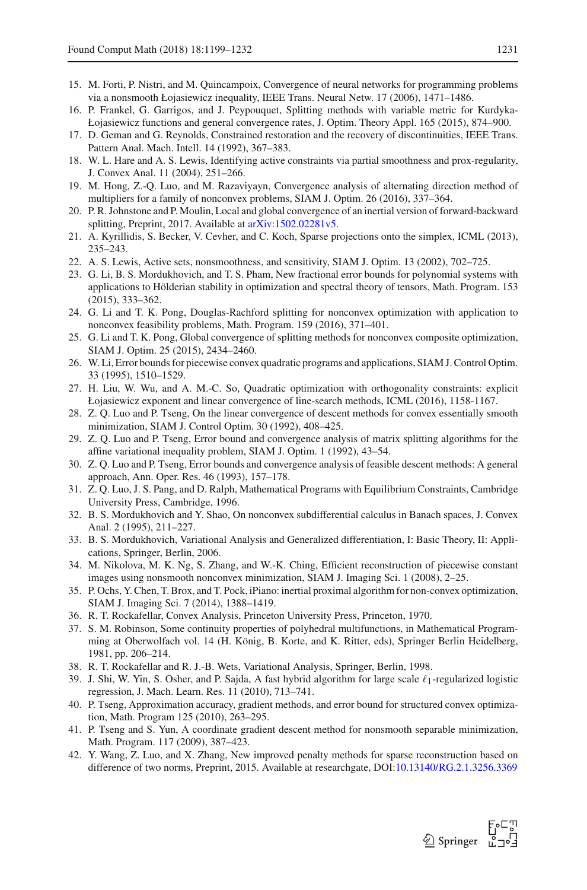15. M. Forti, P. Nistri, and M. Quincampoix, Convergence of neural networks for programming problems via a nonsmooth Łojasiewicz inequality, IEEE Trans. Neural Netw. 17 (2006), 1471–1486.
16. P. Frankel, G. Garrigos, and J. Peypouquet, Splitting methods with variable metric for Kurdyka-Łojasiewicz functions and general convergence rates, J. Optim. Theory Appl. 165 (2015), 874–900.
17. D. Geman and G. Reynolds, Constrained restoration and the recovery of discontinuities, IEEE Trans. Pattern Anal. Mach. Intell. 14 (1992), 367–383.
18. W. L. Hare and A. S. Lewis, Identifying active constraints via partial smoothness and prox-regularity, J. Convex Anal. 11 (2004), 251–266.
19. M. Hong, Z.-Q. Luo, and M. Razaviyayn, Convergence analysis of alternating direction method of multipliers for a family of nonconvex problems, SIAM J. Optim. 26 (2016), 337–364.
20. P. R. Johnstone and P. Moulin, Local and global convergence of an inertial version of forward-backward splitting, Preprint, 2017. Available at arXiv:1502.02281v5.
21. A. Kyrillidis, S. Becker, V. Cevher, and C. Koch, Sparse projections onto the simplex, ICML (2013), 235–243.
22. A. S. Lewis, Active sets, nonsmoothness, and sensitivity, SIAM J. Optim. 13 (2002), 702–725.
23. G. Li, B. S. Mordukhovich, and T. S. Pham, New fractional error bounds for polynomial systems with applications to Hölderian stability in optimization and spectral theory of tensors, Math. Program. 153 (2015), 333–362.
24. G. Li and T. K. Pong, Douglas-Rachford splitting for nonconvex optimization with application to nonconvex feasibility problems, Math. Program. 159 (2016), 371–401.
25. G. Li and T. K. Pong, Global convergence of splitting methods for nonconvex composite optimization, SIAM J. Optim. 25 (2015), 2434–2460.
26. W. Li, Error bounds for piecewise convex quadratic programs and applications, SIAM J. Control Optim. 33 (1995), 1510–1529.
27. H. Liu, W. Wu, and A. M.-C. So, Quadratic optimization with orthogonality constraints: explicit Łojasiewicz exponent and linear convergence of line-search methods, ICML (2016), 1158-1167.
28. Z. Q. Luo and P. Tseng, On the linear convergence of descent methods for convex essentially smooth minimization, SIAM J. Control Optim. 30 (1992), 408–425.
29. Z. Q. Luo and P. Tseng, Error bound and convergence analysis of matrix splitting algorithms for the affine variational inequality problem, SIAM J. Optim. 1 (1992), 43–54.
30. Z. Q. Luo and P. Tseng, Error bounds and convergence analysis of feasible descent methods: A general approach, Ann. Oper. Res. 46 (1993), 157–178.
31. Z. Q. Luo, J. S. Pang, and D. Ralph, Mathematical Programs with Equilibrium Constraints, Cambridge University Press, Cambridge, 1996.
32. B. S. Mordukhovich and Y. Shao, On nonconvex subdifferential calculus in Banach spaces, J. Convex Anal. 2 (1995), 211–227.
33. B. S. Mordukhovich, Variational Analysis and Generalized differentiation, I: Basic Theory, II: Applications, Springer, Berlin, 2006.
34. M. Nikolova, M. K. Ng, S. Zhang, and W.-K. Ching, Efficient reconstruction of piecewise constant images using nonsmooth nonconvex minimization, SIAM J. Imaging Sci. 1 (2008), 2–25.
35. P. Ochs, Y. Chen, T. Brox, and T. Pock, iPiano: inertial proximal algorithm for non-convex optimization, SIAM J. Imaging Sci. 7 (2014), 1388–1419.
36. R. T. Rockafellar, Convex Analysis, Princeton University Press, Princeton, 1970.
37. S. M. Robinson, Some continuity properties of polyhedral multifunctions, in Mathematical Programming at Oberwolfach vol. 14 (H. König, B. Korte, and K. Ritter, eds), Springer Berlin Heidelberg, 1981, pp. 206–214.
38. R. T. Rockafellar and R. J.-B. Wets, Variational Analysis, Springer, Berlin, 1998.
39. J. Shi, W. Yin, S. Osher, and P. Sajda, A fast hybrid algorithm for large scale $\ell_1$-regularized logistic regression, J. Mach. Learn. Res. 11 (2010), 713–741.
40. P. Tseng, Approximation accuracy, gradient methods, and error bound for structured convex optimization, Math. Program 125 (2010), 263–295.
41. P. Tseng and S. Yun, A coordinate gradient descent method for nonsmooth separable minimization, Math. Program. 117 (2009), 387–423.
42. Y. Wang, Z. Luo, and X. Zhang, New improved penalty methods for sparse reconstruction based on difference of two norms, Preprint, 2015. Available at researchgate, DOI:10.13140/RG.2.1.3256.3369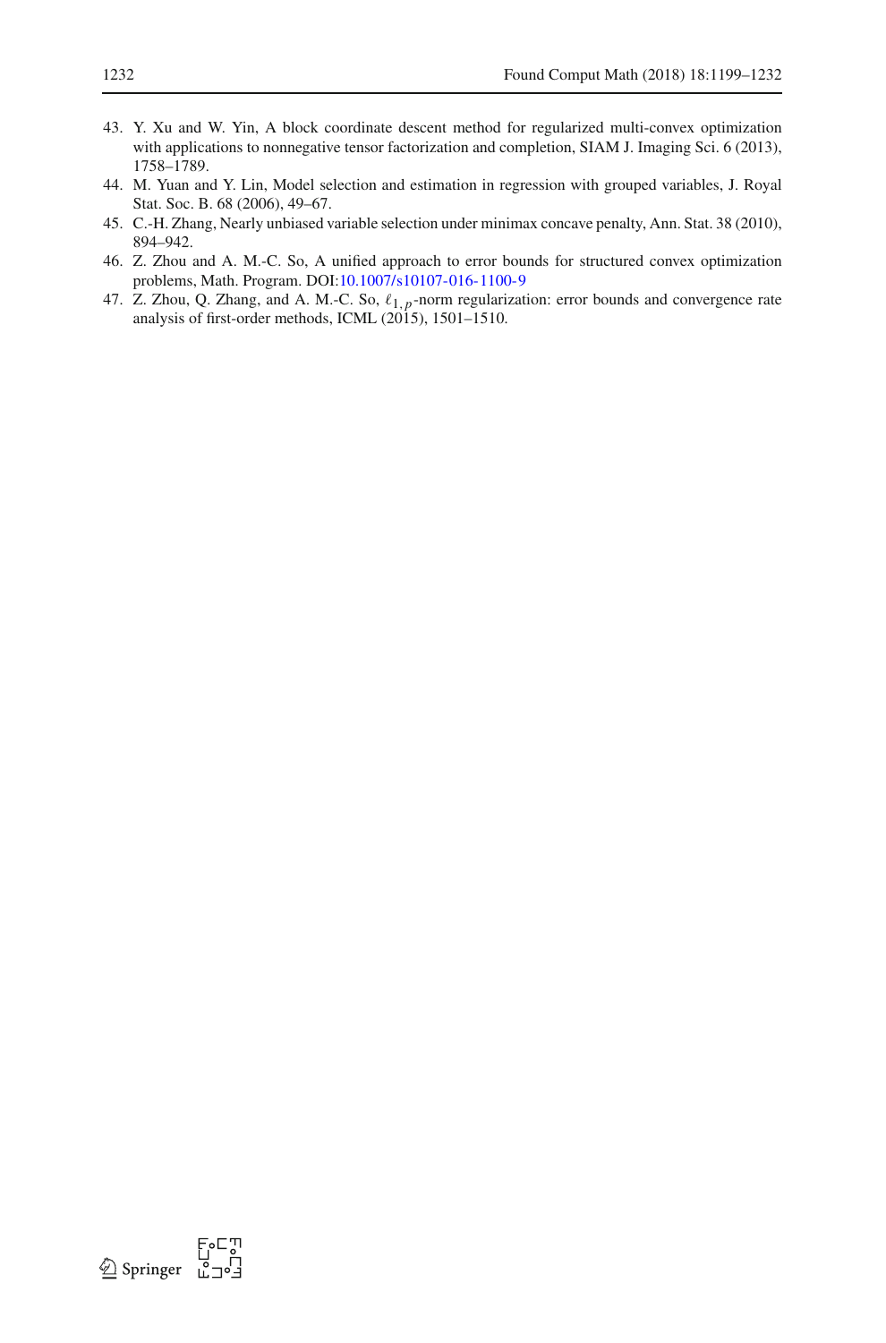43. Y. Xu and W. Yin, A block coordinate descent method for regularized multi-convex optimization with applications to nonnegative tensor factorization and completion, SIAM J. Imaging Sci. 6 (2013), 1758–1789.
44. M. Yuan and Y. Lin, Model selection and estimation in regression with grouped variables, J. Royal Stat. Soc. B. 68 (2006), 49–67.
45. C.-H. Zhang, Nearly unbiased variable selection under minimax concave penalty, Ann. Stat. 38 (2010), 894–942.
46. Z. Zhou and A. M.-C. So, A unified approach to error bounds for structured convex optimization problems, Math. Program. DOI:10.1007/s10107-016-1100-9
47. Z. Zhou, Q. Zhang, and A. M.-C. So, $\ell_{1,p}$-norm regularization: error bounds and convergence rate analysis of first-order methods, ICML (2015), 1501–1510.